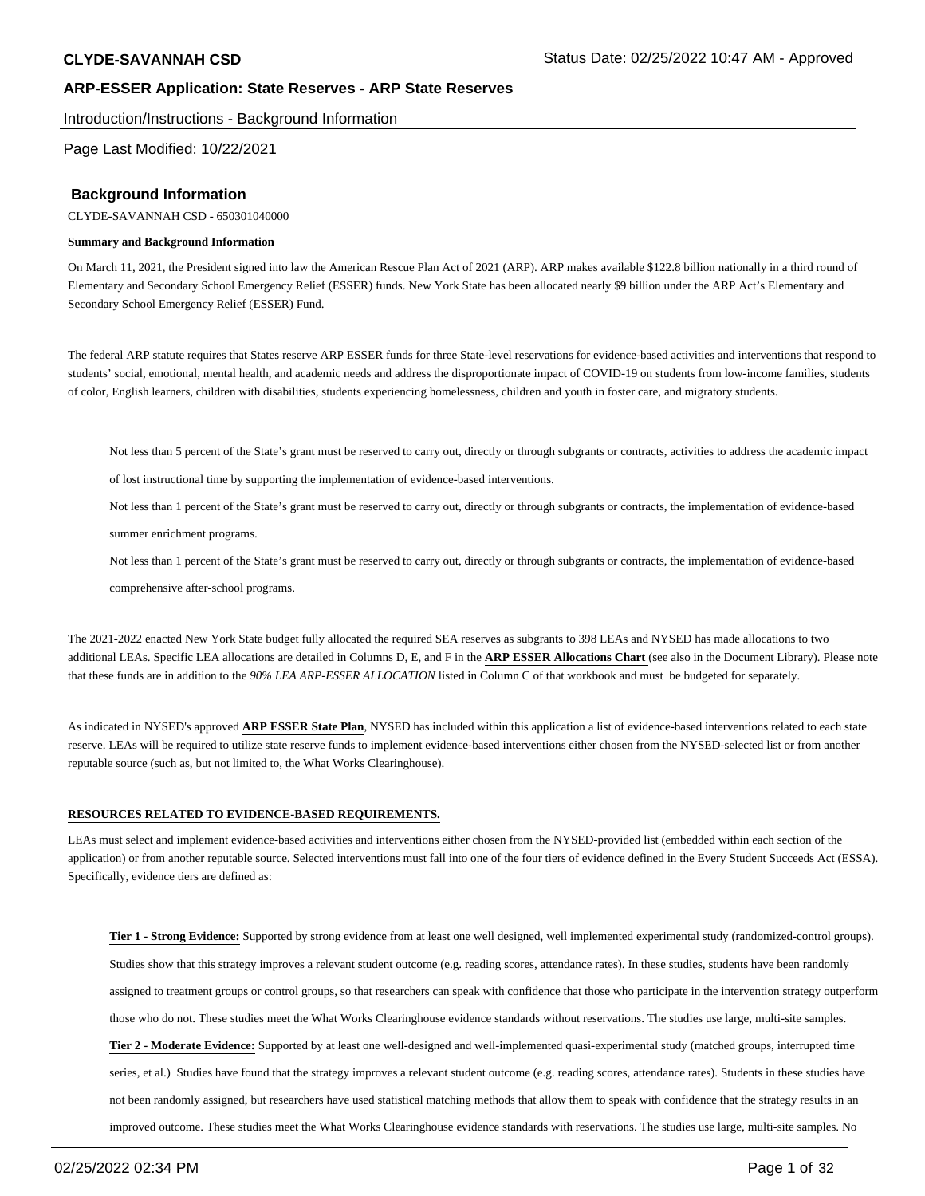# ARP-ESSER Application: State Reserves - ARP State Reserves

Introduction/Instructions - Background Information

Page Last Modified: 10/22/2021

## Background Information

CLYDE-SAVANNAH CSD - 650301040000

**Summary and Background Information**

On March 11, 2021, the President signed into law the American Rescue Plan Act of 2021 (ARP). ARP makes available $122.8 billion nationally in a third round of Elementary and Secondary School Emergency Relief (ESSER) funds. New York State has been allocated nearly $9 billion under the ARP Act's Elementary and Secondary School Emergency Relief (ESSER) Fund.

The federal ARP statute requires that States reserve ARP ESSER funds for three State-level reservations for evidence-based activities and interventions that respond to students' social, emotional, mental health, and academic needs and address the disproportionate impact of COVID-19 on students from low-income families, students of color, English learners, children with disabilities, students experiencing homelessness, children and youth in foster care, and migratory students.

Not less than 5 percent of the State's grant must be reserved to carry out, directly or through subgrants or contracts, activities to address the academic impact of lost instructional time by supporting the implementation of evidence-based interventions.

Not less than 1 percent of the State's grant must be reserved to carry out, directly or through subgrants or contracts, the implementation of evidence-based summer enrichment programs.

Not less than 1 percent of the State's grant must be reserved to carry out, directly or through subgrants or contracts, the implementation of evidence-based comprehensive after-school programs.

The 2021-2022 enacted New York State budget fully allocated the required SEA reserves as subgrants to 398 LEAs and NYSED has made allocations to two additional LEAs. Specific LEA allocations are detailed in Columns D, E, and F in the **ARP ESSER Allocations Chart** (see also in the Document Library). Please note that these funds are in addition to the *90% LEA ARP-ESSER ALLOCATION* listed in Column C of that workbook and must be budgeted for separately.

As indicated in NYSED's approved **ARP ESSER State Plan**, NYSED has included within this application a list of evidence-based interventions related to each state reserve. LEAs will be required to utilize state reserve funds to implement evidence-based interventions either chosen from the NYSED-selected list or from another reputable source (such as, but not limited to, the What Works Clearinghouse).

**RESOURCES RELATED TO EVIDENCE-BASED REQUIREMENTS.**

LEAs must select and implement evidence-based activities and interventions either chosen from the NYSED-provided list (embedded within each section of the application) or from another reputable source. Selected interventions must fall into one of the four tiers of evidence defined in the Every Student Succeeds Act (ESSA). Specifically, evidence tiers are defined as:

**Tier 1 - Strong Evidence:** Supported by strong evidence from at least one well designed, well implemented experimental study (randomized-control groups). Studies show that this strategy improves a relevant student outcome (e.g. reading scores, attendance rates). In these studies, students have been randomly assigned to treatment groups or control groups, so that researchers can speak with confidence that those who participate in the intervention strategy outperform those who do not. These studies meet the What Works Clearinghouse evidence standards without reservations. The studies use large, multi-site samples.

**Tier 2 - Moderate Evidence:** Supported by at least one well-designed and well-implemented quasi-experimental study (matched groups, interrupted time series, et al.) Studies have found that the strategy improves a relevant student outcome (e.g. reading scores, attendance rates). Students in these studies have not been randomly assigned, but researchers have used statistical matching methods that allow them to speak with confidence that the strategy results in an improved outcome. These studies meet the What Works Clearinghouse evidence standards with reservations. The studies use large, multi-site samples. No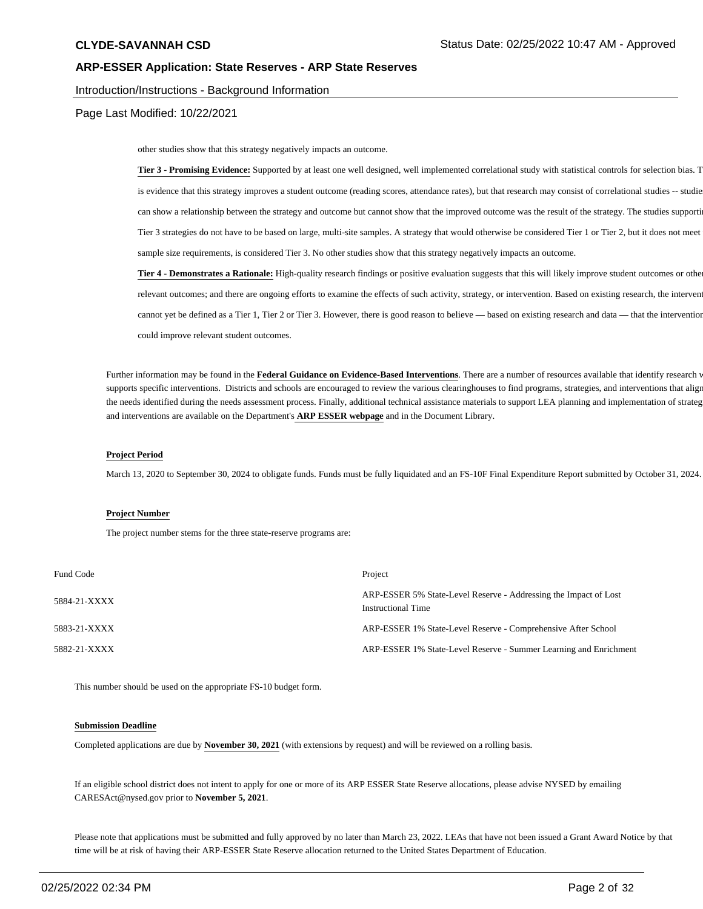other studies show that this strategy negatively impacts an outcome.

**Tier 3 - Promising Evidence:** Supported by at least one well designed, well implemented correlational study with statistical controls for selection bias. T is evidence that this strategy improves a student outcome (reading scores, attendance rates), but that research may consist of correlational studies -- studie can show a relationship between the strategy and outcome but cannot show that the improved outcome was the result of the strategy. The studies supporti Tier 3 strategies do not have to be based on large, multi-site samples. A strategy that would otherwise be considered Tier 1 or Tier 2, but it does not meet sample size requirements, is considered Tier 3. No other studies show that this strategy negatively impacts an outcome.

**Tier 4 - Demonstrates a Rationale:** High-quality research findings or positive evaluation suggests that this will likely improve student outcomes or othe relevant outcomes; and there are ongoing efforts to examine the effects of such activity, strategy, or intervention. Based on existing research, the intervent cannot yet be defined as a Tier 1, Tier 2 or Tier 3. However, there is good reason to believe — based on existing research and data — that the interventio could improve relevant student outcomes.

Further information may be found in the **Federal Guidance on Evidence-Based Interventions**. There are a number of resources available that identify research v supports specific interventions. Districts and schools are encouraged to review the various clearinghouses to find programs, strategies, and interventions that align the needs identified during the needs assessment process. Finally, additional technical assistance materials to support LEA planning and implementation of strateg and interventions are available on the Department's **ARP ESSER webpage** and in the Document Library.

**Project Period**

March 13, 2020 to September 30, 2024 to obligate funds. Funds must be fully liquidated and an FS-10F Final Expenditure Report submitted by October 31, 2024.

**Project Number**

The project number stems for the three state-reserve programs are:

| Fund Code | Project |
|---|---|
| 5884-21-XXXX | ARP-ESSER 5% State-Level Reserve - Addressing the Impact of Lost Instructional Time |
| 5883-21-XXXX | ARP-ESSER 1% State-Level Reserve - Comprehensive After School |
| 5882-21-XXXX | ARP-ESSER 1% State-Level Reserve - Summer Learning and Enrichment |

This number should be used on the appropriate FS-10 budget form.

**Submission Deadline**

Completed applications are due by **November 30, 2021** (with extensions by request) and will be reviewed on a rolling basis.

If an eligible school district does not intent to apply for one or more of its ARP ESSER State Reserve allocations, please advise NYSED by emailing CARESAct@nysed.gov prior to **November 5, 2021**.

Please note that applications must be submitted and fully approved by no later than March 23, 2022. LEAs that have not been issued a Grant Award Notice by that time will be at risk of having their ARP-ESSER State Reserve allocation returned to the United States Department of Education.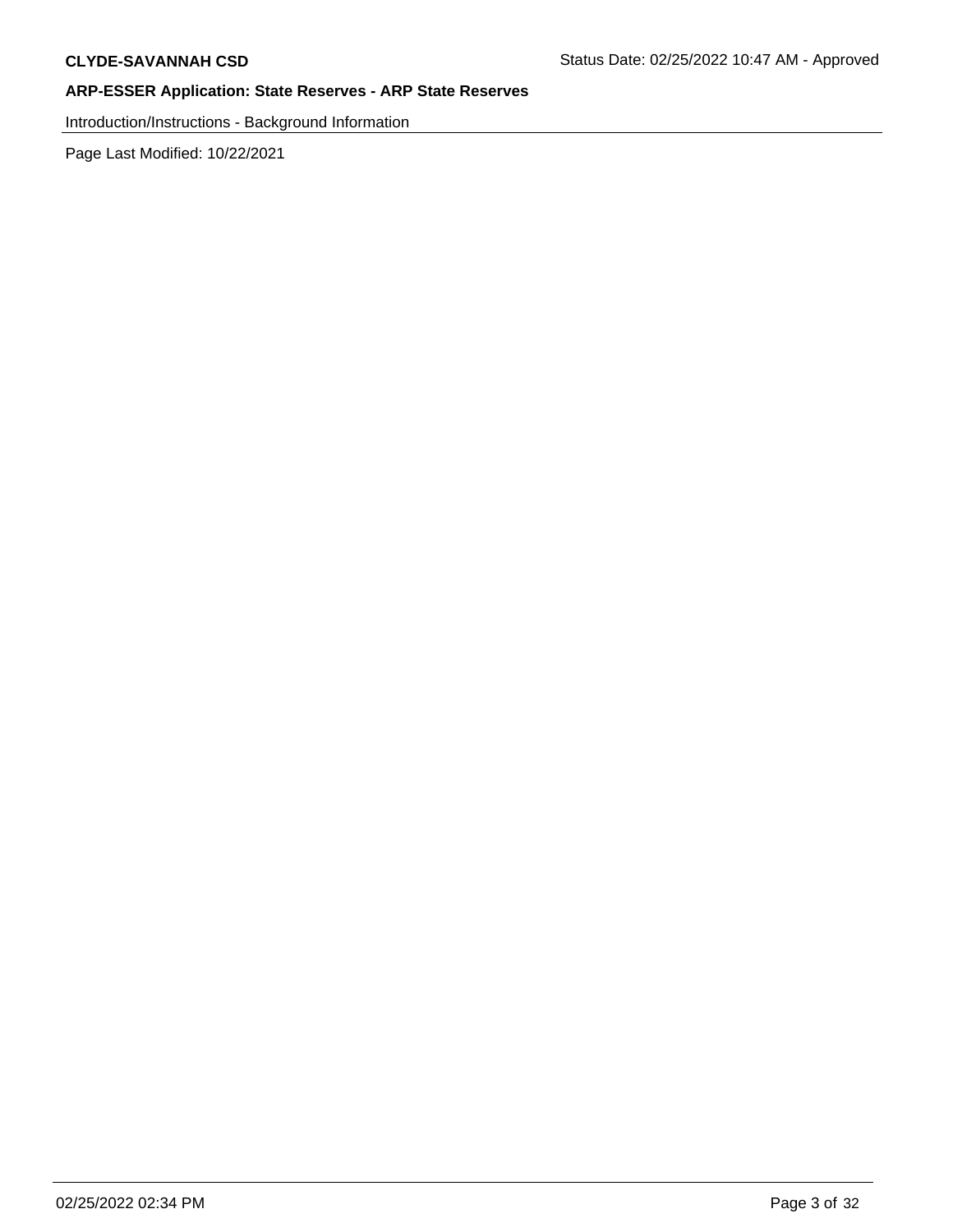**CLYDE-SAVANNAH CSD**

Status Date: 02/25/2022 10:47 AM - Approved

**ARP-ESSER Application: State Reserves - ARP State Reserves**

Introduction/Instructions - Background Information

Page Last Modified: 10/22/2021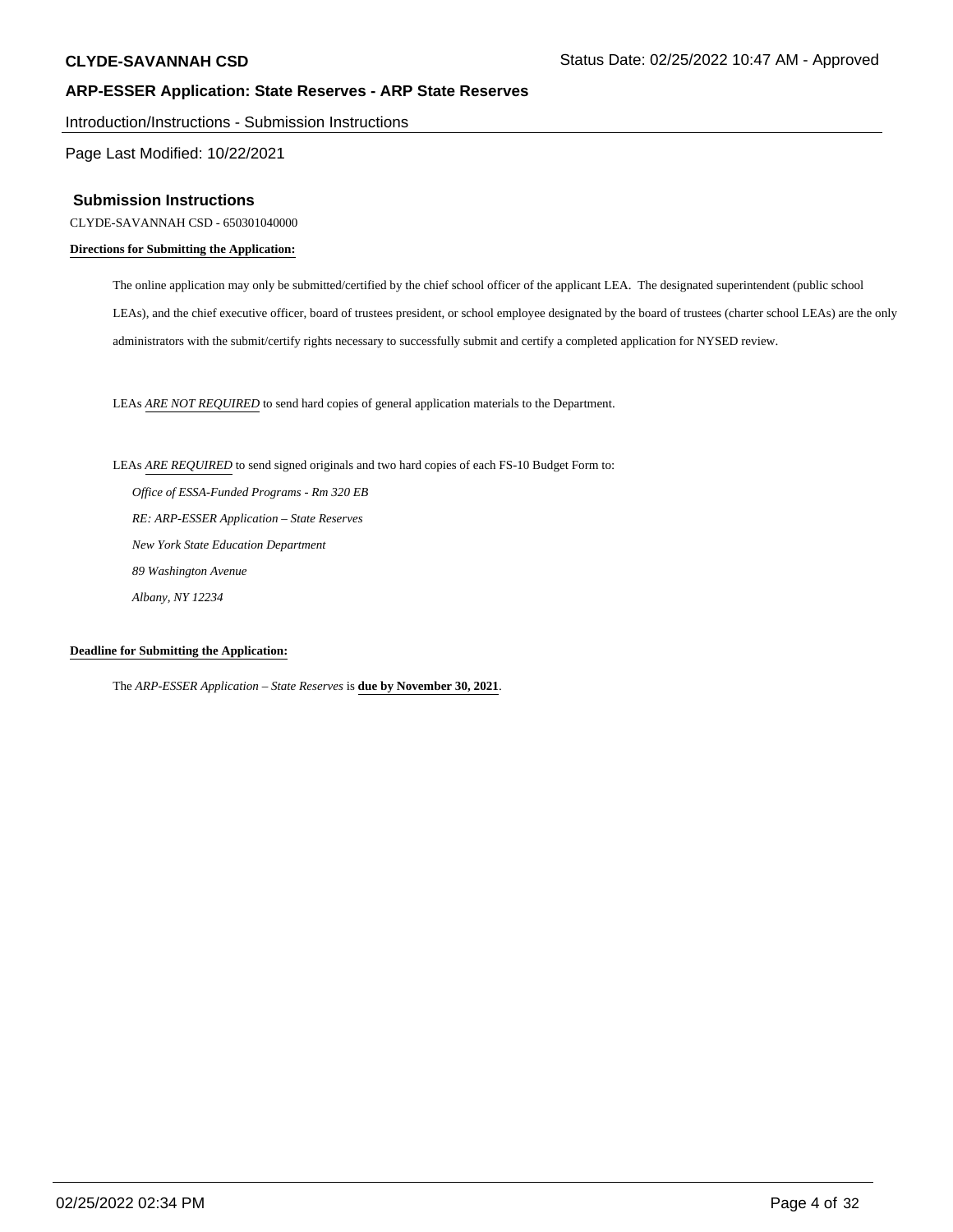## Submission Instructions

CLYDE-SAVANNAH CSD - 650301040000

**Directions for Submitting the Application:**

The online application may only be submitted/certified by the chief school officer of the applicant LEA. The designated superintendent (public school LEAs), and the chief executive officer, board of trustees president, or school employee designated by the board of trustees (charter school LEAs) are the only administrators with the submit/certify rights necessary to successfully submit and certify a completed application for NYSED review.

LEAs *ARE NOT REQUIRED* to send hard copies of general application materials to the Department.

LEAs *ARE REQUIRED* to send signed originals and two hard copies of each FS-10 Budget Form to:

*Office of ESSA-Funded Programs - Rm 320 EB*
*RE: ARP-ESSER Application – State Reserves*
*New York State Education Department*
*89 Washington Avenue*
*Albany, NY 12234*

**Deadline for Submitting the Application:**

The *ARP-ESSER Application – State Reserves* is **due by November 30, 2021**.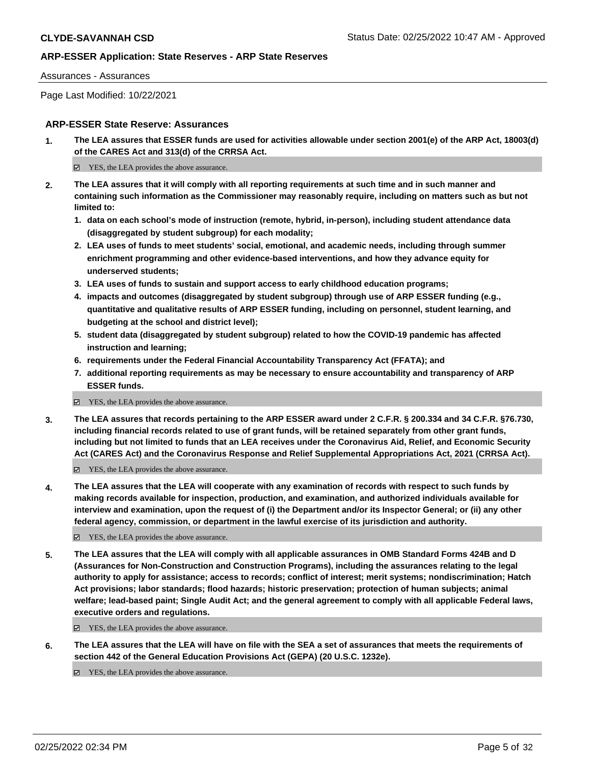Assurances - Assurances

Page Last Modified: 10/22/2021

### ARP-ESSER State Reserve: Assurances

1. **The LEA assures that ESSER funds are used for activities allowable under section 2001(e) of the ARP Act, 18003(d) of the CARES Act and 313(d) of the CRRSA Act.**

   ☑ YES, the LEA provides the above assurance.

2. **The LEA assures that it will comply with all reporting requirements at such time and in such manner and containing such information as the Commissioner may reasonably require, including on matters such as but not limited to:**
   1. **data on each school's mode of instruction (remote, hybrid, in-person), including student attendance data (disaggregated by student subgroup) for each modality;**
   2. **LEA uses of funds to meet students' social, emotional, and academic needs, including through summer enrichment programming and other evidence-based interventions, and how they advance equity for underserved students;**
   3. **LEA uses of funds to sustain and support access to early childhood education programs;**
   4. **impacts and outcomes (disaggregated by student subgroup) through use of ARP ESSER funding (e.g., quantitative and qualitative results of ARP ESSER funding, including on personnel, student learning, and budgeting at the school and district level);**
   5. **student data (disaggregated by student subgroup) related to how the COVID-19 pandemic has affected instruction and learning;**
   6. **requirements under the Federal Financial Accountability Transparency Act (FFATA); and**
   7. **additional reporting requirements as may be necessary to ensure accountability and transparency of ARP ESSER funds.**

   ☑ YES, the LEA provides the above assurance.

3. **The LEA assures that records pertaining to the ARP ESSER award under 2 C.F.R. § 200.334 and 34 C.F.R. §76.730, including financial records related to use of grant funds, will be retained separately from other grant funds, including but not limited to funds that an LEA receives under the Coronavirus Aid, Relief, and Economic Security Act (CARES Act) and the Coronavirus Response and Relief Supplemental Appropriations Act, 2021 (CRRSA Act).**

   ☑ YES, the LEA provides the above assurance.

4. **The LEA assures that the LEA will cooperate with any examination of records with respect to such funds by making records available for inspection, production, and examination, and authorized individuals available for interview and examination, upon the request of (i) the Department and/or its Inspector General; or (ii) any other federal agency, commission, or department in the lawful exercise of its jurisdiction and authority.**

   ☑ YES, the LEA provides the above assurance.

5. **The LEA assures that the LEA will comply with all applicable assurances in OMB Standard Forms 424B and D (Assurances for Non-Construction and Construction Programs), including the assurances relating to the legal authority to apply for assistance; access to records; conflict of interest; merit systems; nondiscrimination; Hatch Act provisions; labor standards; flood hazards; historic preservation; protection of human subjects; animal welfare; lead-based paint; Single Audit Act; and the general agreement to comply with all applicable Federal laws, executive orders and regulations.**

   ☑ YES, the LEA provides the above assurance.

6. **The LEA assures that the LEA will have on file with the SEA a set of assurances that meets the requirements of section 442 of the General Education Provisions Act (GEPA) (20 U.S.C. 1232e).**

   ☑ YES, the LEA provides the above assurance.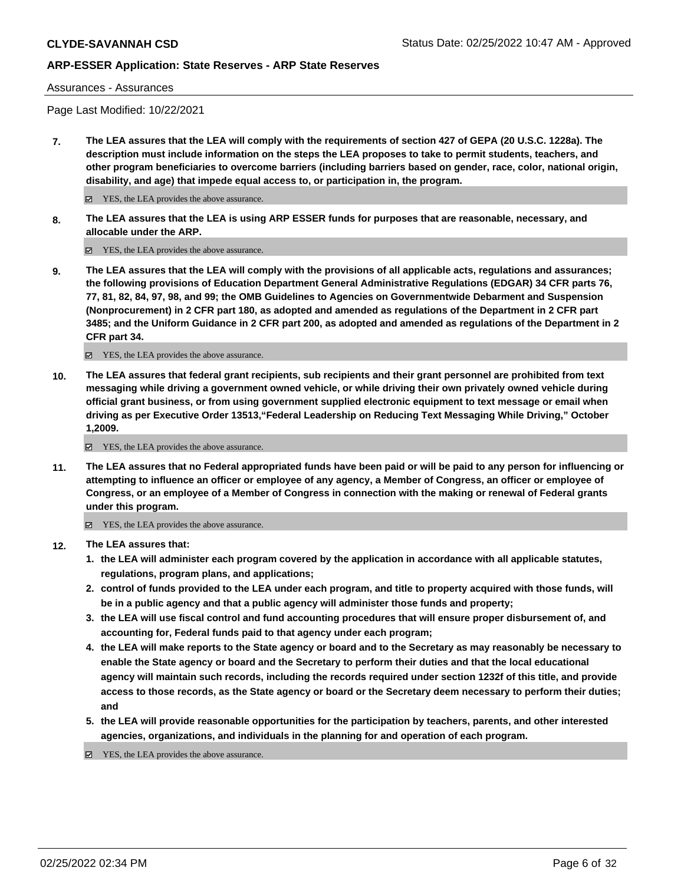Assurances - Assurances

Page Last Modified: 10/22/2021

**7. The LEA assures that the LEA will comply with the requirements of section 427 of GEPA (20 U.S.C. 1228a). The description must include information on the steps the LEA proposes to take to permit students, teachers, and other program beneficiaries to overcome barriers (including barriers based on gender, race, color, national origin, disability, and age) that impede equal access to, or participation in, the program.**

☑ YES, the LEA provides the above assurance.

**8. The LEA assures that the LEA is using ARP ESSER funds for purposes that are reasonable, necessary, and allocable under the ARP.**

☑ YES, the LEA provides the above assurance.

**9. The LEA assures that the LEA will comply with the provisions of all applicable acts, regulations and assurances; the following provisions of Education Department General Administrative Regulations (EDGAR) 34 CFR parts 76, 77, 81, 82, 84, 97, 98, and 99; the OMB Guidelines to Agencies on Governmentwide Debarment and Suspension (Nonprocurement) in 2 CFR part 180, as adopted and amended as regulations of the Department in 2 CFR part 3485; and the Uniform Guidance in 2 CFR part 200, as adopted and amended as regulations of the Department in 2 CFR part 34.**

☑ YES, the LEA provides the above assurance.

**10. The LEA assures that federal grant recipients, sub recipients and their grant personnel are prohibited from text messaging while driving a government owned vehicle, or while driving their own privately owned vehicle during official grant business, or from using government supplied electronic equipment to text message or email when driving as per Executive Order 13513,"Federal Leadership on Reducing Text Messaging While Driving," October 1,2009.**

☑ YES, the LEA provides the above assurance.

**11. The LEA assures that no Federal appropriated funds have been paid or will be paid to any person for influencing or attempting to influence an officer or employee of any agency, a Member of Congress, an officer or employee of Congress, or an employee of a Member of Congress in connection with the making or renewal of Federal grants under this program.**

☑ YES, the LEA provides the above assurance.

**12. The LEA assures that:**

1. **the LEA will administer each program covered by the application in accordance with all applicable statutes, regulations, program plans, and applications;**
2. **control of funds provided to the LEA under each program, and title to property acquired with those funds, will be in a public agency and that a public agency will administer those funds and property;**
3. **the LEA will use fiscal control and fund accounting procedures that will ensure proper disbursement of, and accounting for, Federal funds paid to that agency under each program;**
4. **the LEA will make reports to the State agency or board and to the Secretary as may reasonably be necessary to enable the State agency or board and the Secretary to perform their duties and that the local educational agency will maintain such records, including the records required under section 1232f of this title, and provide access to those records, as the State agency or board or the Secretary deem necessary to perform their duties; and**
5. **the LEA will provide reasonable opportunities for the participation by teachers, parents, and other interested agencies, organizations, and individuals in the planning for and operation of each program.**

☑ YES, the LEA provides the above assurance.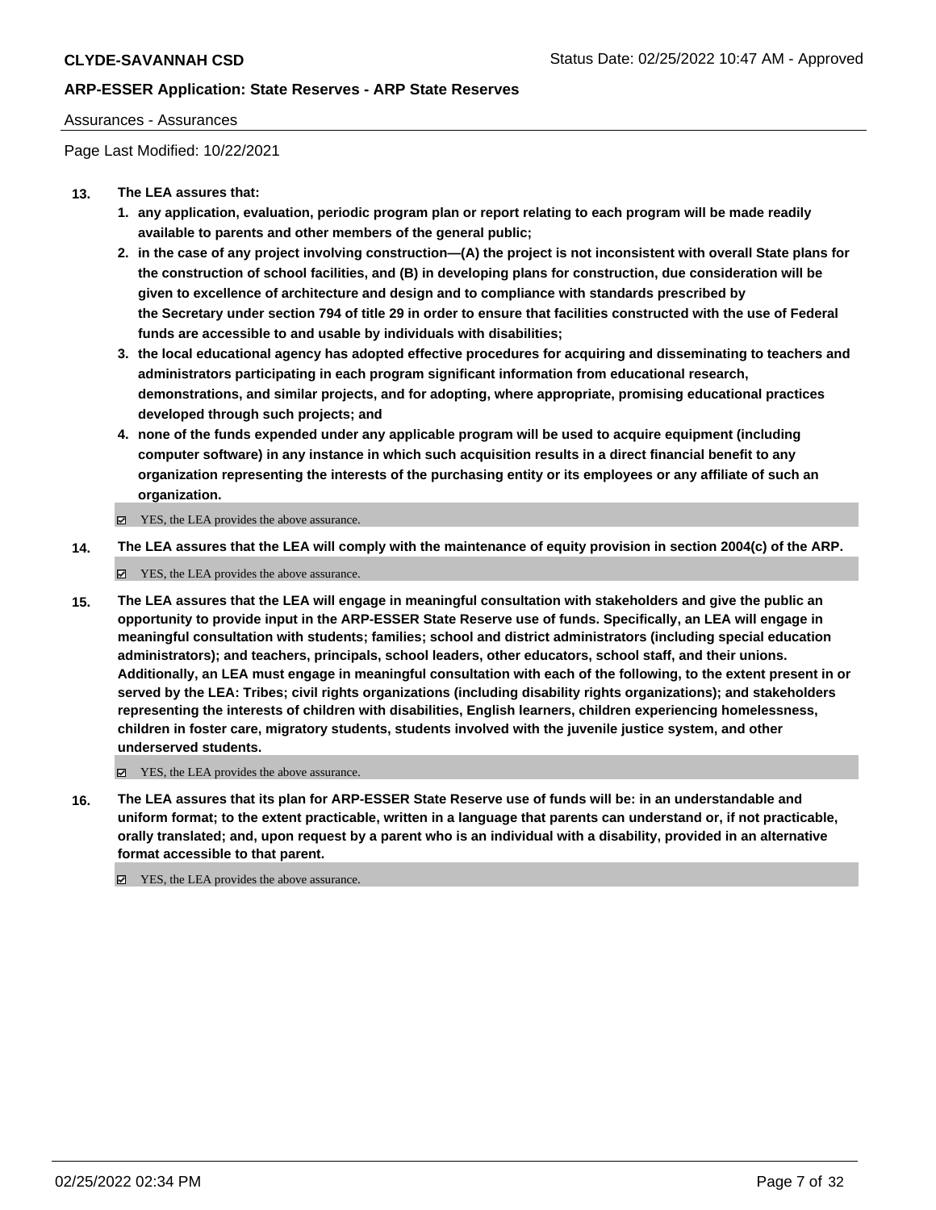Assurances - Assurances

Page Last Modified: 10/22/2021

**13. The LEA assures that:**

1. **any application, evaluation, periodic program plan or report relating to each program will be made readily available to parents and other members of the general public;**
2. **in the case of any project involving construction—(A) the project is not inconsistent with overall State plans for the construction of school facilities, and (B) in developing plans for construction, due consideration will be given to excellence of architecture and design and to compliance with standards prescribed by the Secretary under section 794 of title 29 in order to ensure that facilities constructed with the use of Federal funds are accessible to and usable by individuals with disabilities;**
3. **the local educational agency has adopted effective procedures for acquiring and disseminating to teachers and administrators participating in each program significant information from educational research, demonstrations, and similar projects, and for adopting, where appropriate, promising educational practices developed through such projects; and**
4. **none of the funds expended under any applicable program will be used to acquire equipment (including computer software) in any instance in which such acquisition results in a direct financial benefit to any organization representing the interests of the purchasing entity or its employees or any affiliate of such an organization.**

☑ YES, the LEA provides the above assurance.

**14. The LEA assures that the LEA will comply with the maintenance of equity provision in section 2004(c) of the ARP.**

☑ YES, the LEA provides the above assurance.

**15. The LEA assures that the LEA will engage in meaningful consultation with stakeholders and give the public an opportunity to provide input in the ARP-ESSER State Reserve use of funds. Specifically, an LEA will engage in meaningful consultation with students; families; school and district administrators (including special education administrators); and teachers, principals, school leaders, other educators, school staff, and their unions. Additionally, an LEA must engage in meaningful consultation with each of the following, to the extent present in or served by the LEA: Tribes; civil rights organizations (including disability rights organizations); and stakeholders representing the interests of children with disabilities, English learners, children experiencing homelessness, children in foster care, migratory students, students involved with the juvenile justice system, and other underserved students.**

☑ YES, the LEA provides the above assurance.

**16. The LEA assures that its plan for ARP-ESSER State Reserve use of funds will be: in an understandable and uniform format; to the extent practicable, written in a language that parents can understand or, if not practicable, orally translated; and, upon request by a parent who is an individual with a disability, provided in an alternative format accessible to that parent.**

☑ YES, the LEA provides the above assurance.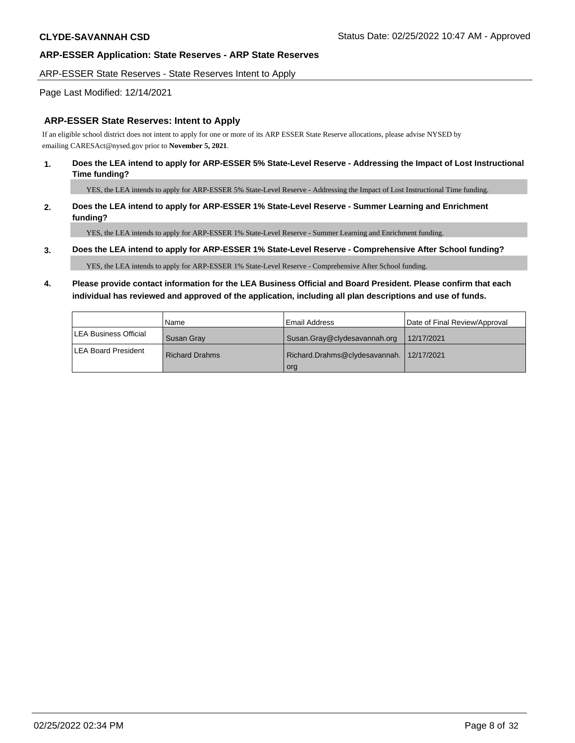**CLYDE-SAVANNAH CSD** Status Date: 02/25/2022 10:47 AM - Approved

## ARP-ESSER Application: State Reserves - ARP State Reserves

ARP-ESSER State Reserves - State Reserves Intent to Apply

Page Last Modified: 12/14/2021

### ARP-ESSER State Reserves: Intent to Apply

If an eligible school district does not intent to apply for one or more of its ARP ESSER State Reserve allocations, please advise NYSED by emailing CARESAct@nysed.gov prior to **November 5, 2021**.

**1. Does the LEA intend to apply for ARP-ESSER 5% State-Level Reserve - Addressing the Impact of Lost Instructional Time funding?**

YES, the LEA intends to apply for ARP-ESSER 5% State-Level Reserve - Addressing the Impact of Lost Instructional Time funding.

**2. Does the LEA intend to apply for ARP-ESSER 1% State-Level Reserve - Summer Learning and Enrichment funding?**

YES, the LEA intends to apply for ARP-ESSER 1% State-Level Reserve - Summer Learning and Enrichment funding.

**3. Does the LEA intend to apply for ARP-ESSER 1% State-Level Reserve - Comprehensive After School funding?**

YES, the LEA intends to apply for ARP-ESSER 1% State-Level Reserve - Comprehensive After School funding.

**4. Please provide contact information for the LEA Business Official and Board President. Please confirm that each individual has reviewed and approved of the application, including all plan descriptions and use of funds.**

| | Name | Email Address | Date of Final Review/Approval |
|---|---|---|---|
| LEA Business Official | Susan Gray | Susan.Gray@clydesavannah.org | 12/17/2021 |
| LEA Board President | Richard Drahms | Richard.Drahms@clydesavannah.org | 12/17/2021 |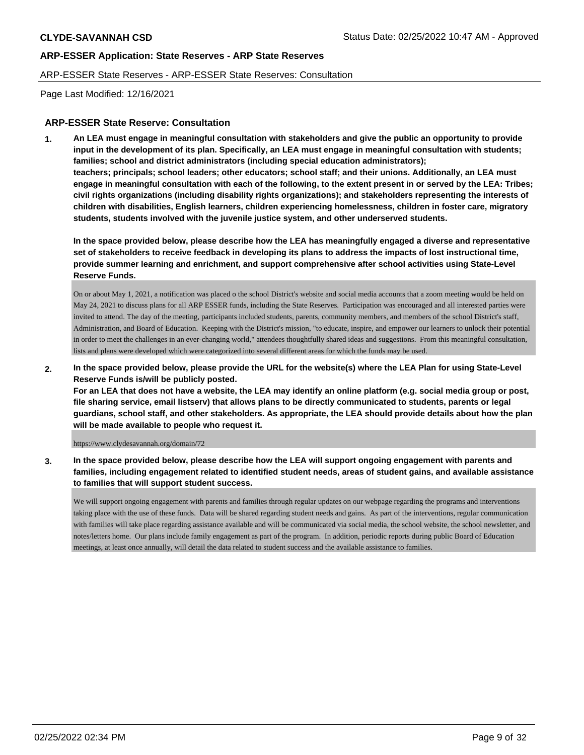## ARP-ESSER State Reserve: Consultation

**1. An LEA must engage in meaningful consultation with stakeholders and give the public an opportunity to provide input in the development of its plan. Specifically, an LEA must engage in meaningful consultation with students; families; school and district administrators (including special education administrators); teachers; principals; school leaders; other educators; school staff; and their unions. Additionally, an LEA must engage in meaningful consultation with each of the following, to the extent present in or served by the LEA: Tribes; civil rights organizations (including disability rights organizations); and stakeholders representing the interests of children with disabilities, English learners, children experiencing homelessness, children in foster care, migratory students, students involved with the juvenile justice system, and other underserved students.**

**In the space provided below, please describe how the LEA has meaningfully engaged a diverse and representative set of stakeholders to receive feedback in developing its plans to address the impacts of lost instructional time, provide summer learning and enrichment, and support comprehensive after school activities using State-Level Reserve Funds.**

On or about May 1, 2021, a notification was placed o the school District's website and social media accounts that a zoom meeting would be held on May 24, 2021 to discuss plans for all ARP ESSER funds, including the State Reserves. Participation was encouraged and all interested parties were invited to attend. The day of the meeting, participants included students, parents, community members, and members of the school District's staff, Administration, and Board of Education. Keeping with the District's mission, "to educate, inspire, and empower our learners to unlock their potential in order to meet the challenges in an ever-changing world," attendees thoughtfully shared ideas and suggestions. From this meaningful consultation, lists and plans were developed which were categorized into several different areas for which the funds may be used.

**2. In the space provided below, please provide the URL for the website(s) where the LEA Plan for using State-Level Reserve Funds is/will be publicly posted.**
**For an LEA that does not have a website, the LEA may identify an online platform (e.g. social media group or post, file sharing service, email listserv) that allows plans to be directly communicated to students, parents or legal guardians, school staff, and other stakeholders. As appropriate, the LEA should provide details about how the plan will be made available to people who request it.**

https://www.clydesavannah.org/domain/72

**3. In the space provided below, please describe how the LEA will support ongoing engagement with parents and families, including engagement related to identified student needs, areas of student gains, and available assistance to families that will support student success.**

We will support ongoing engagement with parents and families through regular updates on our webpage regarding the programs and interventions taking place with the use of these funds. Data will be shared regarding student needs and gains. As part of the interventions, regular communication with families will take place regarding assistance available and will be communicated via social media, the school website, the school newsletter, and notes/letters home. Our plans include family engagement as part of the program. In addition, periodic reports during public Board of Education meetings, at least once annually, will detail the data related to student success and the available assistance to families.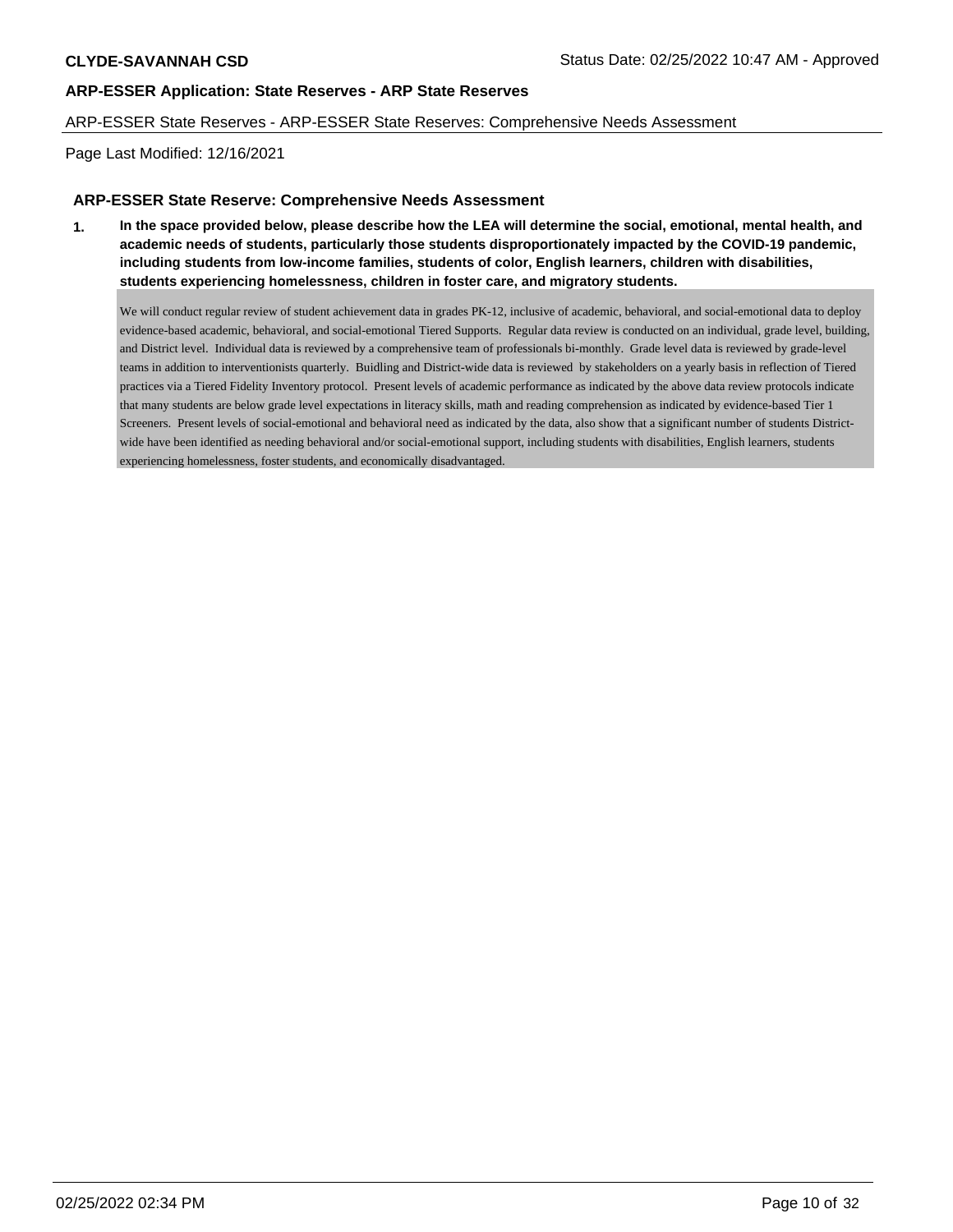**CLYDE-SAVANNAH CSD** Status Date: 02/25/2022 10:47 AM - Approved

**ARP-ESSER Application: State Reserves - ARP State Reserves**

ARP-ESSER State Reserves - ARP-ESSER State Reserves: Comprehensive Needs Assessment

Page Last Modified: 12/16/2021

### ARP-ESSER State Reserve: Comprehensive Needs Assessment

**1. In the space provided below, please describe how the LEA will determine the social, emotional, mental health, and academic needs of students, particularly those students disproportionately impacted by the COVID-19 pandemic, including students from low-income families, students of color, English learners, children with disabilities, students experiencing homelessness, children in foster care, and migratory students.**

We will conduct regular review of student achievement data in grades PK-12, inclusive of academic, behavioral, and social-emotional data to deploy evidence-based academic, behavioral, and social-emotional Tiered Supports. Regular data review is conducted on an individual, grade level, building, and District level. Individual data is reviewed by a comprehensive team of professionals bi-monthly. Grade level data is reviewed by grade-level teams in addition to interventionists quarterly. Buidling and District-wide data is reviewed by stakeholders on a yearly basis in reflection of Tiered practices via a Tiered Fidelity Inventory protocol. Present levels of academic performance as indicated by the above data review protocols indicate that many students are below grade level expectations in literacy skills, math and reading comprehension as indicated by evidence-based Tier 1 Screeners. Present levels of social-emotional and behavioral need as indicated by the data, also show that a significant number of students District-wide have been identified as needing behavioral and/or social-emotional support, including students with disabilities, English learners, students experiencing homelessness, foster students, and economically disadvantaged.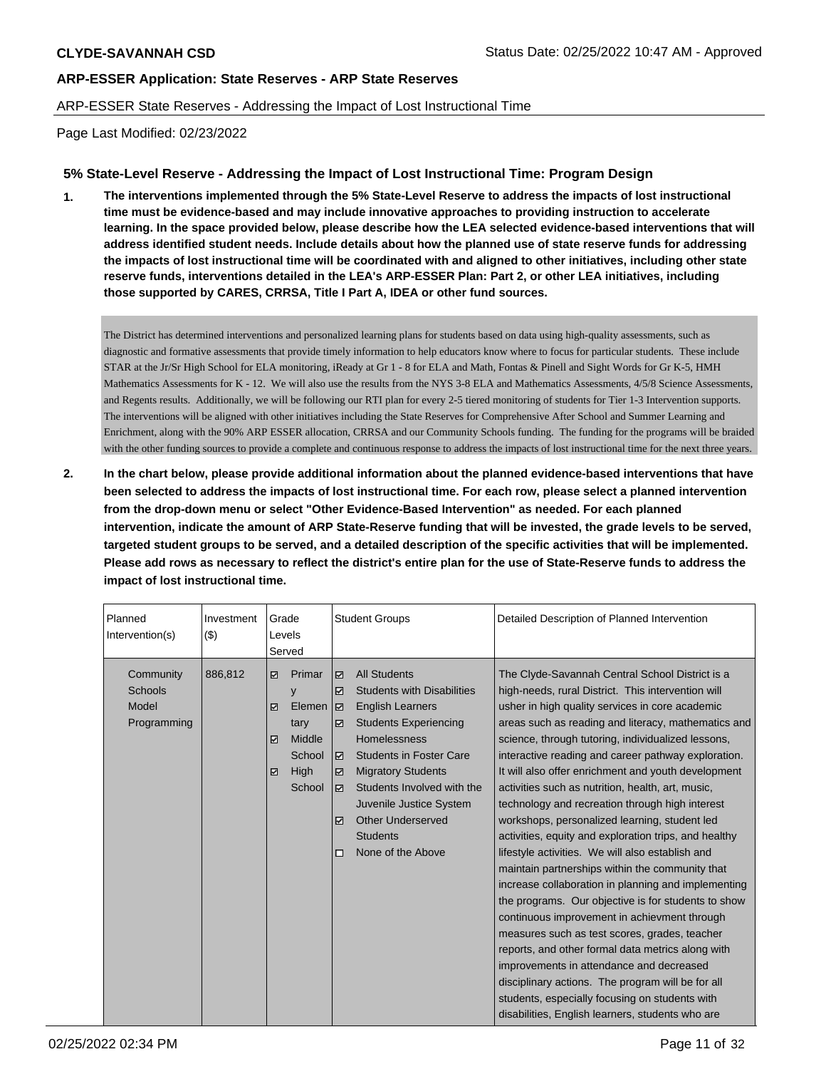**CLYDE-SAVANNAH CSD** Status Date: 02/25/2022 10:47 AM - Approved

**ARP-ESSER Application: State Reserves - ARP State Reserves**

ARP-ESSER State Reserves - Addressing the Impact of Lost Instructional Time

Page Last Modified: 02/23/2022

### 5% State-Level Reserve - Addressing the Impact of Lost Instructional Time: Program Design

**1. The interventions implemented through the 5% State-Level Reserve to address the impacts of lost instructional time must be evidence-based and may include innovative approaches to providing instruction to accelerate learning. In the space provided below, please describe how the LEA selected evidence-based interventions that will address identified student needs. Include details about how the planned use of state reserve funds for addressing the impacts of lost instructional time will be coordinated with and aligned to other initiatives, including other state reserve funds, interventions detailed in the LEA's ARP-ESSER Plan: Part 2, or other LEA initiatives, including those supported by CARES, CRRSA, Title I Part A, IDEA or other fund sources.**

The District has determined interventions and personalized learning plans for students based on data using high-quality assessments, such as diagnostic and formative assessments that provide timely information to help educators know where to focus for particular students. These include STAR at the Jr/Sr High School for ELA monitoring, iReady at Gr 1 - 8 for ELA and Math, Fontas & Pinell and Sight Words for Gr K-5, HMH Mathematics Assessments for K - 12. We will also use the results from the NYS 3-8 ELA and Mathematics Assessments, 4/5/8 Science Assessments, and Regents results. Additionally, we will be following our RTI plan for every 2-5 tiered monitoring of students for Tier 1-3 Intervention supports. The interventions will be aligned with other initiatives including the State Reserves for Comprehensive After School and Summer Learning and Enrichment, along with the 90% ARP ESSER allocation, CRRSA and our Community Schools funding. The funding for the programs will be braided with the other funding sources to provide a complete and continuous response to address the impacts of lost instructional time for the next three years.

**2. In the chart below, please provide additional information about the planned evidence-based interventions that have been selected to address the impacts of lost instructional time. For each row, please select a planned intervention from the drop-down menu or select "Other Evidence-Based Intervention" as needed. For each planned intervention, indicate the amount of ARP State-Reserve funding that will be invested, the grade levels to be served, targeted student groups to be served, and a detailed description of the specific activities that will be implemented. Please add rows as necessary to reflect the district's entire plan for the use of State-Reserve funds to address the impact of lost instructional time.**

| Planned Intervention(s) | Investment ($) | Grade Levels Served | Student Groups | Detailed Description of Planned Intervention |
|---|---|---|---|---|
| Community Schools Model Programming | 886,812 | ☑ Primary<br>☑ Elementary<br>☑ Middle School<br>☑ High School | ☑ All Students<br>☑ Students with Disabilities<br>☑ English Learners<br>☑ Students Experiencing Homelessness<br>☑ Students in Foster Care<br>☑ Migratory Students<br>☑ Students Involved with the Juvenile Justice System<br>☑ Other Underserved Students<br>☐ None of the Above | The Clyde-Savannah Central School District is a high-needs, rural District. This intervention will usher in high quality services in core academic areas such as reading and literacy, mathematics and science, through tutoring, individualized lessons, interactive reading and career pathway exploration. It will also offer enrichment and youth development activities such as nutrition, health, art, music, technology and recreation through high interest workshops, personalized learning, student led activities, equity and exploration trips, and healthy lifestyle activities. We will also establish and maintain partnerships within the community that increase collaboration in planning and implementing the programs. Our objective is for students to show continuous improvement in achievment through measures such as test scores, grades, teacher reports, and other formal data metrics along with improvements in attendance and decreased disciplinary actions. The program will be for all students, especially focusing on students with disabilities, English learners, students who are |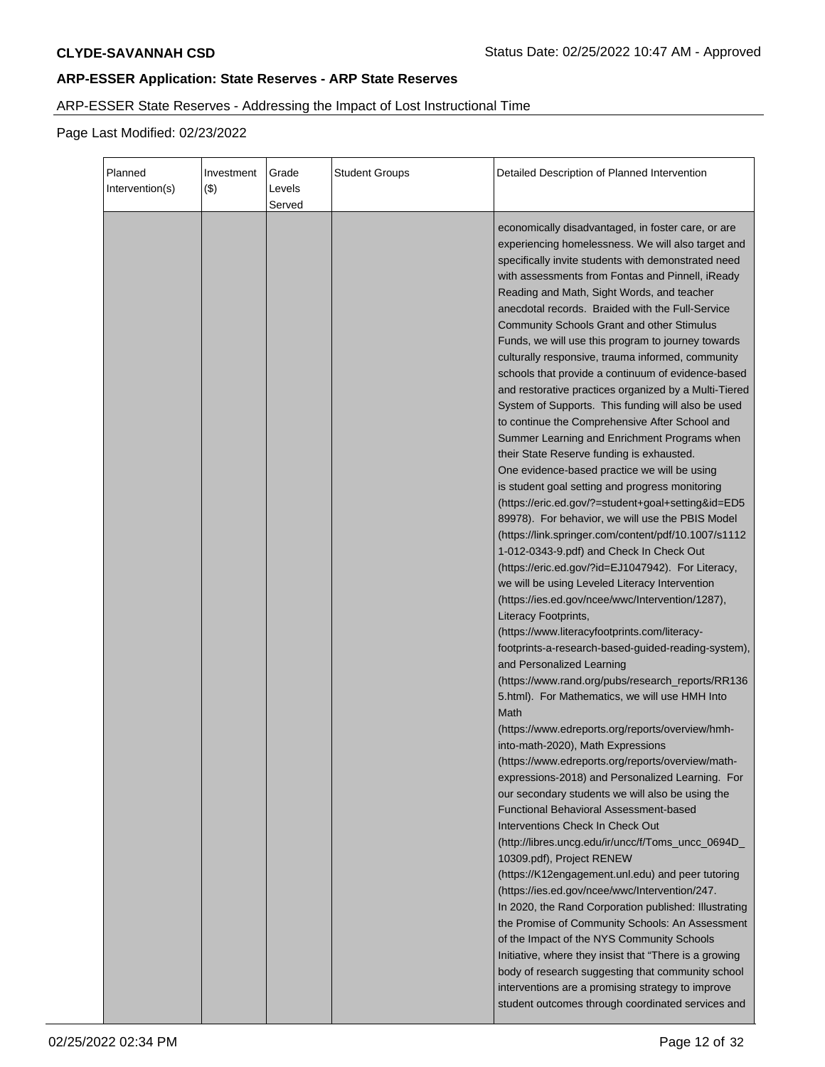**CLYDE-SAVANNAH CSD**

Status Date: 02/25/2022 10:47 AM - Approved

**ARP-ESSER Application: State Reserves - ARP State Reserves**

ARP-ESSER State Reserves - Addressing the Impact of Lost Instructional Time

Page Last Modified: 02/23/2022

| Planned Intervention(s) | Investment ($) | Grade Levels Served | Student Groups | Detailed Description of Planned Intervention |
|---|---|---|---|---|
| | | | | economically disadvantaged, in foster care, or are experiencing homelessness. We will also target and specifically invite students with demonstrated need with assessments from Fontas and Pinnell, iReady Reading and Math, Sight Words, and teacher anecdotal records. Braided with the Full-Service Community Schools Grant and other Stimulus Funds, we will use this program to journey towards culturally responsive, trauma informed, community schools that provide a continuum of evidence-based and restorative practices organized by a Multi-Tiered System of Supports. This funding will also be used to continue the Comprehensive After School and Summer Learning and Enrichment Programs when their State Reserve funding is exhausted.<br>One evidence-based practice we will be using is student goal setting and progress monitoring (https://eric.ed.gov/?=student+goal+setting&id=ED589978). For behavior, we will use the PBIS Model (https://link.springer.com/content/pdf/10.1007/s11121-012-0343-9.pdf) and Check In Check Out (https://eric.ed.gov/?id=EJ1047942). For Literacy, we will be using Leveled Literacy Intervention (https://ies.ed.gov/ncee/wwc/Intervention/1287), Literacy Footprints, (https://www.literacyfootprints.com/literacy-footprints-a-research-based-guided-reading-system), and Personalized Learning (https://www.rand.org/pubs/research_reports/RR1365.html). For Mathematics, we will use HMH Into Math (https://www.edreports.org/reports/overview/hmh-into-math-2020), Math Expressions (https://www.edreports.org/reports/overview/math-expressions-2018) and Personalized Learning. For our secondary students we will also be using the Functional Behavioral Assessment-based Interventions Check In Check Out (http://libres.uncg.edu/ir/uncc/f/Toms_uncc_0694D_10309.pdf), Project RENEW (https://K12engagement.unl.edu) and peer tutoring (https://ies.ed.gov/ncee/wwc/Intervention/247.<br>In 2020, the Rand Corporation published: Illustrating the Promise of Community Schools: An Assessment of the Impact of the NYS Community Schools Initiative, where they insist that "There is a growing body of research suggesting that community school interventions are a promising strategy to improve student outcomes through coordinated services and |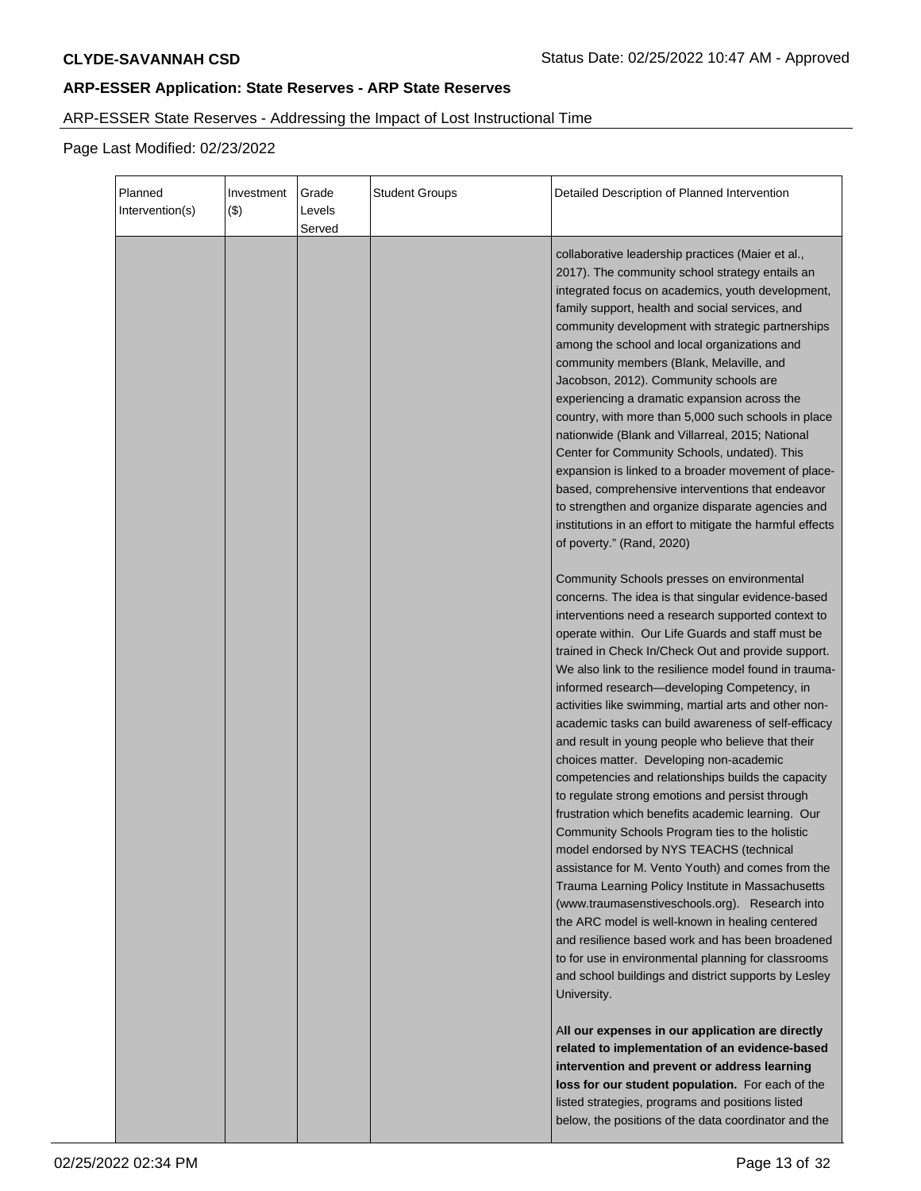**CLYDE-SAVANNAH CSD**

Status Date: 02/25/2022 10:47 AM - Approved

## ARP-ESSER Application: State Reserves - ARP State Reserves

ARP-ESSER State Reserves - Addressing the Impact of Lost Instructional Time

Page Last Modified: 02/23/2022

| Planned Intervention(s) | Investment ($) | Grade Levels Served | Student Groups | Detailed Description of Planned Intervention |
|---|---|---|---|---|
| | | | | collaborative leadership practices (Maier et al., 2017). The community school strategy entails an integrated focus on academics, youth development, family support, health and social services, and community development with strategic partnerships among the school and local organizations and community members (Blank, Melaville, and Jacobson, 2012). Community schools are experiencing a dramatic expansion across the country, with more than 5,000 such schools in place nationwide (Blank and Villarreal, 2015; National Center for Community Schools, undated). This expansion is linked to a broader movement of place-based, comprehensive interventions that endeavor to strengthen and organize disparate agencies and institutions in an effort to mitigate the harmful effects of poverty." (Rand, 2020)<br><br>Community Schools presses on environmental concerns. The idea is that singular evidence-based interventions need a research supported context to operate within. Our Life Guards and staff must be trained in Check In/Check Out and provide support. We also link to the resilience model found in trauma-informed research—developing Competency, in activities like swimming, martial arts and other non-academic tasks can build awareness of self-efficacy and result in young people who believe that their choices matter. Developing non-academic competencies and relationships builds the capacity to regulate strong emotions and persist through frustration which benefits academic learning. Our Community Schools Program ties to the holistic model endorsed by NYS TEACHS (technical assistance for M. Vento Youth) and comes from the Trauma Learning Policy Institute in Massachusetts (www.traumasenstiveschools.org). Research into the ARC model is well-known in healing centered and resilience based work and has been broadened to for use in environmental planning for classrooms and school buildings and district supports by Lesley University.<br><br>**All our expenses in our application are directly related to implementation of an evidence-based intervention and prevent or address learning loss for our student population.** For each of the listed strategies, programs and positions listed below, the positions of the data coordinator and the |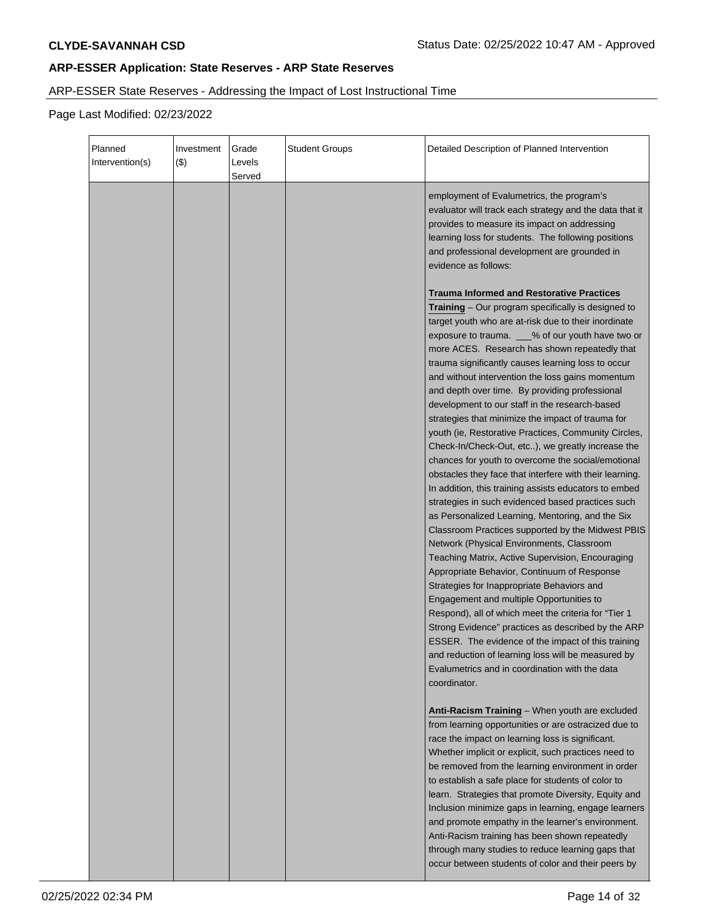## ARP-ESSER Application: State Reserves - ARP State Reserves

ARP-ESSER State Reserves - Addressing the Impact of Lost Instructional Time

Page Last Modified: 02/23/2022

| Planned Intervention(s) | Investment ($) | Grade Levels Served | Student Groups | Detailed Description of Planned Intervention |
|---|---|---|---|---|
| | | | | employment of Evalumetrics, the program's evaluator will track each strategy and the data that it provides to measure its impact on addressing learning loss for students. The following positions and professional development are grounded in evidence as follows:<br><br>**Trauma Informed and Restorative Practices Training** – Our program specifically is designed to target youth who are at-risk due to their inordinate exposure to trauma. ___% of our youth have two or more ACES. Research has shown repeatedly that trauma significantly causes learning loss to occur and without intervention the loss gains momentum and depth over time. By providing professional development to our staff in the research-based strategies that minimize the impact of trauma for youth (ie, Restorative Practices, Community Circles, Check-In/Check-Out, etc..), we greatly increase the chances for youth to overcome the social/emotional obstacles they face that interfere with their learning. In addition, this training assists educators to embed strategies in such evidenced based practices such as Personalized Learning, Mentoring, and the Six Classroom Practices supported by the Midwest PBIS Network (Physical Environments, Classroom Teaching Matrix, Active Supervision, Encouraging Appropriate Behavior, Continuum of Response Strategies for Inappropriate Behaviors and Engagement and multiple Opportunities to Respond), all of which meet the criteria for "Tier 1 Strong Evidence" practices as described by the ARP ESSER. The evidence of the impact of this training and reduction of learning loss will be measured by Evalumetrics and in coordination with the data coordinator.<br><br>**Anti-Racism Training** – When youth are excluded from learning opportunities or are ostracized due to race the impact on learning loss is significant. Whether implicit or explicit, such practices need to be removed from the learning environment in order to establish a safe place for students of color to learn. Strategies that promote Diversity, Equity and Inclusion minimize gaps in learning, engage learners and promote empathy in the learner's environment. Anti-Racism training has been shown repeatedly through many studies to reduce learning gaps that occur between students of color and their peers by |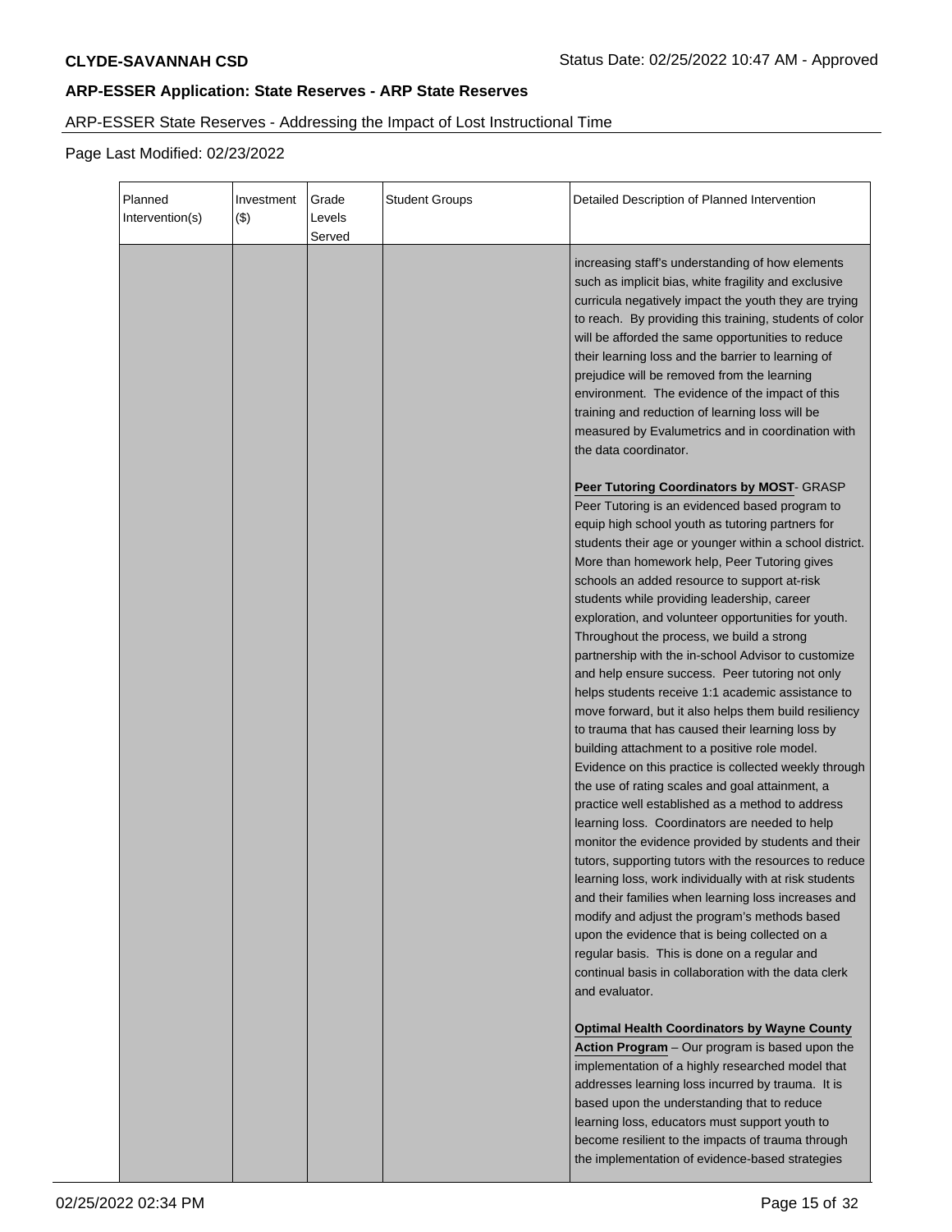**CLYDE-SAVANNAH CSD** Status Date: 02/25/2022 10:47 AM - Approved

## ARP-ESSER Application: State Reserves - ARP State Reserves

ARP-ESSER State Reserves - Addressing the Impact of Lost Instructional Time

Page Last Modified: 02/23/2022

| Planned Intervention(s) | Investment ($) | Grade Levels Served | Student Groups | Detailed Description of Planned Intervention |
|---|---|---|---|---|
| | | | | increasing staff's understanding of how elements such as implicit bias, white fragility and exclusive curricula negatively impact the youth they are trying to reach. By providing this training, students of color will be afforded the same opportunities to reduce their learning loss and the barrier to learning of prejudice will be removed from the learning environment. The evidence of the impact of this training and reduction of learning loss will be measured by Evalumetrics and in coordination with the data coordinator.<br><br>**Peer Tutoring Coordinators by MOST**- GRASP Peer Tutoring is an evidenced based program to equip high school youth as tutoring partners for students their age or younger within a school district. More than homework help, Peer Tutoring gives schools an added resource to support at-risk students while providing leadership, career exploration, and volunteer opportunities for youth. Throughout the process, we build a strong partnership with the in-school Advisor to customize and help ensure success. Peer tutoring not only helps students receive 1:1 academic assistance to move forward, but it also helps them build resiliency to trauma that has caused their learning loss by building attachment to a positive role model. Evidence on this practice is collected weekly through the use of rating scales and goal attainment, a practice well established as a method to address learning loss. Coordinators are needed to help monitor the evidence provided by students and their tutors, supporting tutors with the resources to reduce learning loss, work individually with at risk students and their families when learning loss increases and modify and adjust the program's methods based upon the evidence that is being collected on a regular basis. This is done on a regular and continual basis in collaboration with the data clerk and evaluator.<br><br>**Optimal Health Coordinators by Wayne County Action Program** – Our program is based upon the implementation of a highly researched model that addresses learning loss incurred by trauma. It is based upon the understanding that to reduce learning loss, educators must support youth to become resilient to the impacts of trauma through the implementation of evidence-based strategies |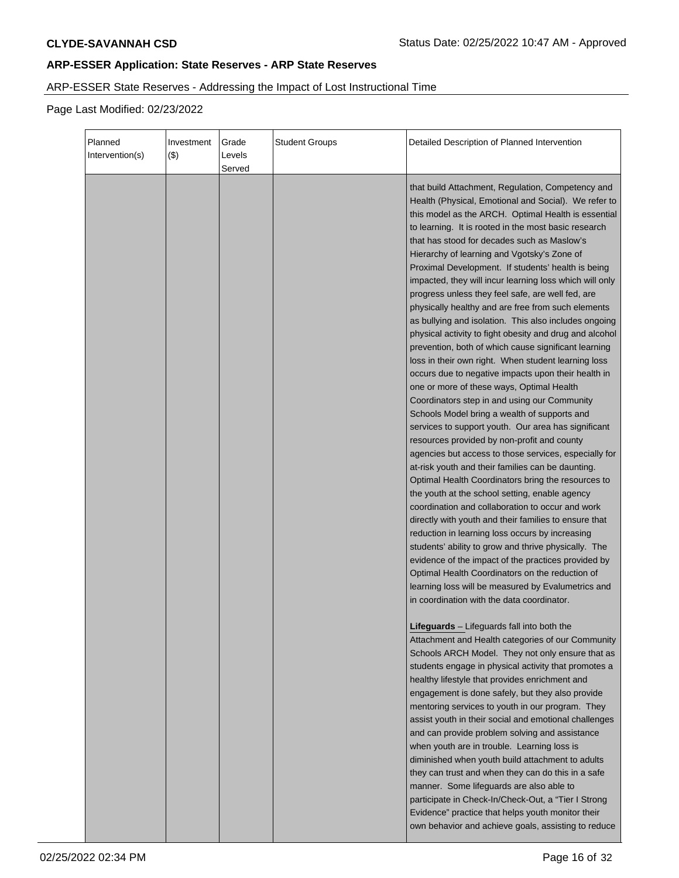**CLYDE-SAVANNAH CSD**

## ARP-ESSER Application: State Reserves - ARP State Reserves

ARP-ESSER State Reserves - Addressing the Impact of Lost Instructional Time

Page Last Modified: 02/23/2022

| Planned Intervention(s) | Investment ($) | Grade Levels Served | Student Groups | Detailed Description of Planned Intervention |
|---|---|---|---|---|
| | | | | that build Attachment, Regulation, Competency and Health (Physical, Emotional and Social). We refer to this model as the ARCH. Optimal Health is essential to learning. It is rooted in the most basic research that has stood for decades such as Maslow's Hierarchy of learning and Vgotsky's Zone of Proximal Development. If students' health is being impacted, they will incur learning loss which will only progress unless they feel safe, are well fed, are physically healthy and are free from such elements as bullying and isolation. This also includes ongoing physical activity to fight obesity and drug and alcohol prevention, both of which cause significant learning loss in their own right. When student learning loss occurs due to negative impacts upon their health in one or more of these ways, Optimal Health Coordinators step in and using our Community Schools Model bring a wealth of supports and services to support youth. Our area has significant resources provided by non-profit and county agencies but access to those services, especially for at-risk youth and their families can be daunting. Optimal Health Coordinators bring the resources to the youth at the school setting, enable agency coordination and collaboration to occur and work directly with youth and their families to ensure that reduction in learning loss occurs by increasing students' ability to grow and thrive physically. The evidence of the impact of the practices provided by Optimal Health Coordinators on the reduction of learning loss will be measured by Evalumetrics and in coordination with the data coordinator.<br><br>**Lifeguards** – Lifeguards fall into both the Attachment and Health categories of our Community Schools ARCH Model. They not only ensure that as students engage in physical activity that promotes a healthy lifestyle that provides enrichment and engagement is done safely, but they also provide mentoring services to youth in our program. They assist youth in their social and emotional challenges and can provide problem solving and assistance when youth are in trouble. Learning loss is diminished when youth build attachment to adults they can trust and when they can do this in a safe manner. Some lifeguards are also able to participate in Check-In/Check-Out, a "Tier I Strong Evidence" practice that helps youth monitor their own behavior and achieve goals, assisting to reduce |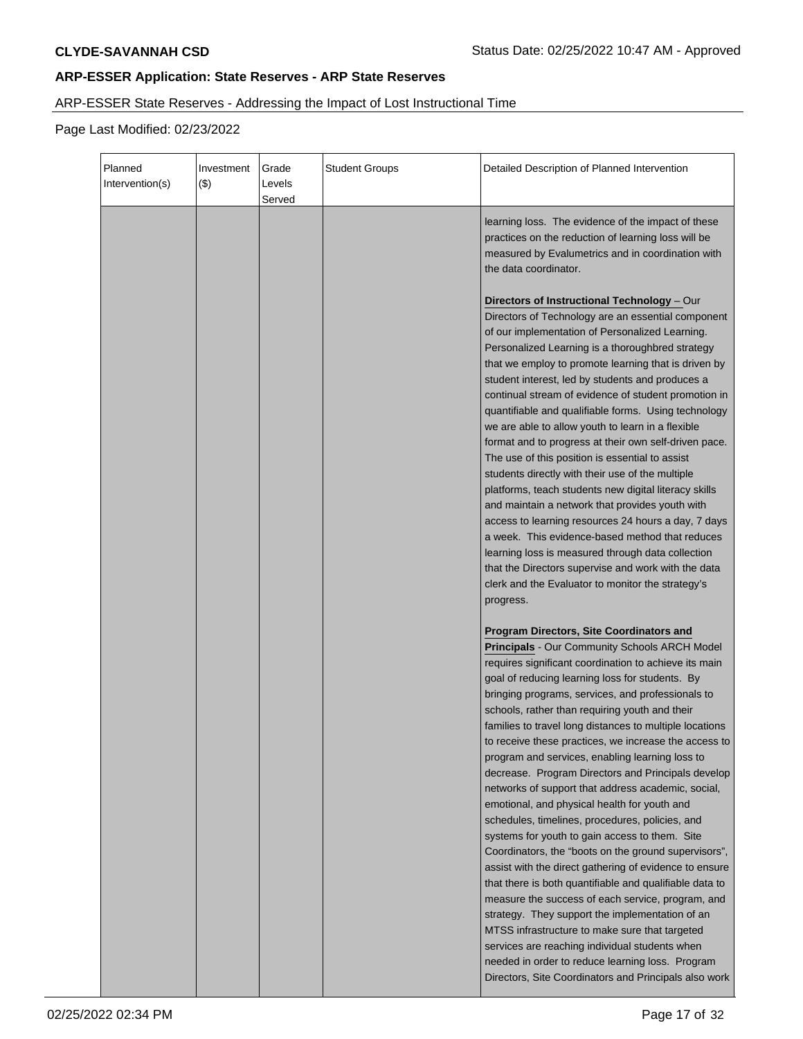## ARP-ESSER Application: State Reserves - ARP State Reserves

ARP-ESSER State Reserves - Addressing the Impact of Lost Instructional Time

Page Last Modified: 02/23/2022

| Planned Intervention(s) | Investment ($) | Grade Levels Served | Student Groups | Detailed Description of Planned Intervention |
|---|---|---|---|---|
| | | | | learning loss. The evidence of the impact of these practices on the reduction of learning loss will be measured by Evalumetrics and in coordination with the data coordinator.<br><br>**Directors of Instructional Technology** – Our Directors of Technology are an essential component of our implementation of Personalized Learning. Personalized Learning is a thoroughbred strategy that we employ to promote learning that is driven by student interest, led by students and produces a continual stream of evidence of student promotion in quantifiable and qualifiable forms. Using technology we are able to allow youth to learn in a flexible format and to progress at their own self-driven pace. The use of this position is essential to assist students directly with their use of the multiple platforms, teach students new digital literacy skills and maintain a network that provides youth with access to learning resources 24 hours a day, 7 days a week. This evidence-based method that reduces learning loss is measured through data collection that the Directors supervise and work with the data clerk and the Evaluator to monitor the strategy's progress.<br><br>**Program Directors, Site Coordinators and Principals** - Our Community Schools ARCH Model requires significant coordination to achieve its main goal of reducing learning loss for students. By bringing programs, services, and professionals to schools, rather than requiring youth and their families to travel long distances to multiple locations to receive these practices, we increase the access to program and services, enabling learning loss to decrease. Program Directors and Principals develop networks of support that address academic, social, emotional, and physical health for youth and schedules, timelines, procedures, policies, and systems for youth to gain access to them. Site Coordinators, the "boots on the ground supervisors", assist with the direct gathering of evidence to ensure that there is both quantifiable and qualifiable data to measure the success of each service, program, and strategy. They support the implementation of an MTSS infrastructure to make sure that targeted services are reaching individual students when needed in order to reduce learning loss. Program Directors, Site Coordinators and Principals also work |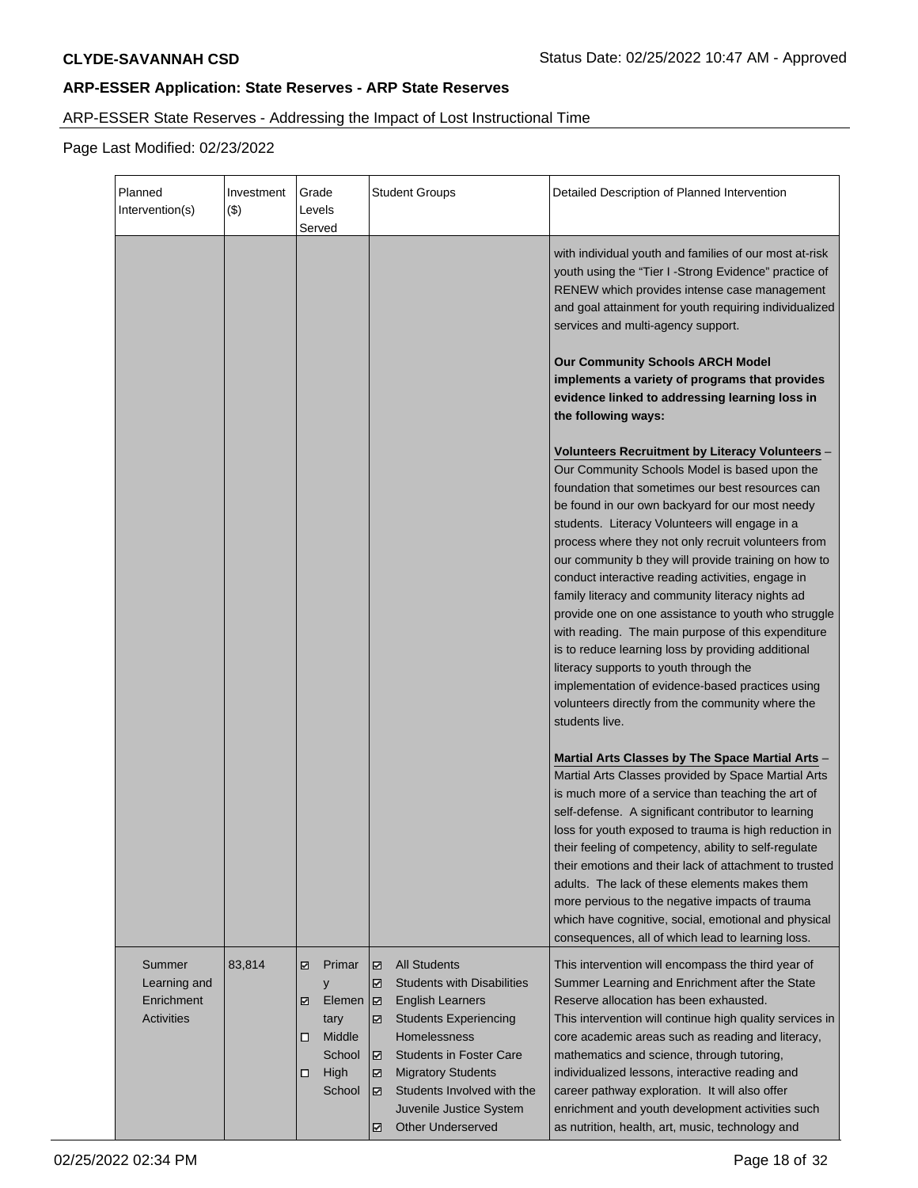## ARP-ESSER Application: State Reserves - ARP State Reserves

ARP-ESSER State Reserves - Addressing the Impact of Lost Instructional Time

Page Last Modified: 02/23/2022

| Planned Intervention(s) | Investment ($) | Grade Levels Served | Student Groups | Detailed Description of Planned Intervention |
|---|---|---|---|---|
| | | | | with individual youth and families of our most at-risk youth using the "Tier I -Strong Evidence" practice of RENEW which provides intense case management and goal attainment for youth requiring individualized services and multi-agency support.<br><br>**Our Community Schools ARCH Model implements a variety of programs that provides evidence linked to addressing learning loss in the following ways:**<br><br>**Volunteers Recruitment by Literacy Volunteers** – Our Community Schools Model is based upon the foundation that sometimes our best resources can be found in our own backyard for our most needy students. Literacy Volunteers will engage in a process where they not only recruit volunteers from our community b they will provide training on how to conduct interactive reading activities, engage in family literacy and community literacy nights ad provide one on one assistance to youth who struggle with reading. The main purpose of this expenditure is to reduce learning loss by providing additional literacy supports to youth through the implementation of evidence-based practices using volunteers directly from the community where the students live.<br><br>**Martial Arts Classes by The Space Martial Arts** – Martial Arts Classes provided by Space Martial Arts is much more of a service than teaching the art of self-defense. A significant contributor to learning loss for youth exposed to trauma is high reduction in their feeling of competency, ability to self-regulate their emotions and their lack of attachment to trusted adults. The lack of these elements makes them more pervious to the negative impacts of trauma which have cognitive, social, emotional and physical consequences, all of which lead to learning loss. |
| Summer Learning and Enrichment Activities | 83,814 | ☑ Primary<br>☑ Elementary<br>☐ Middle School<br>☐ High School | ☑ All Students<br>☑ Students with Disabilities<br>☑ English Learners<br>☑ Students Experiencing Homelessness<br>☑ Students in Foster Care<br>☑ Migratory Students<br>☑ Students Involved with the Juvenile Justice System<br>☑ Other Underserved | This intervention will encompass the third year of Summer Learning and Enrichment after the State Reserve allocation has been exhausted.<br>This intervention will continue high quality services in core academic areas such as reading and literacy, mathematics and science, through tutoring, individualized lessons, interactive reading and career pathway exploration. It will also offer enrichment and youth development activities such as nutrition, health, art, music, technology and |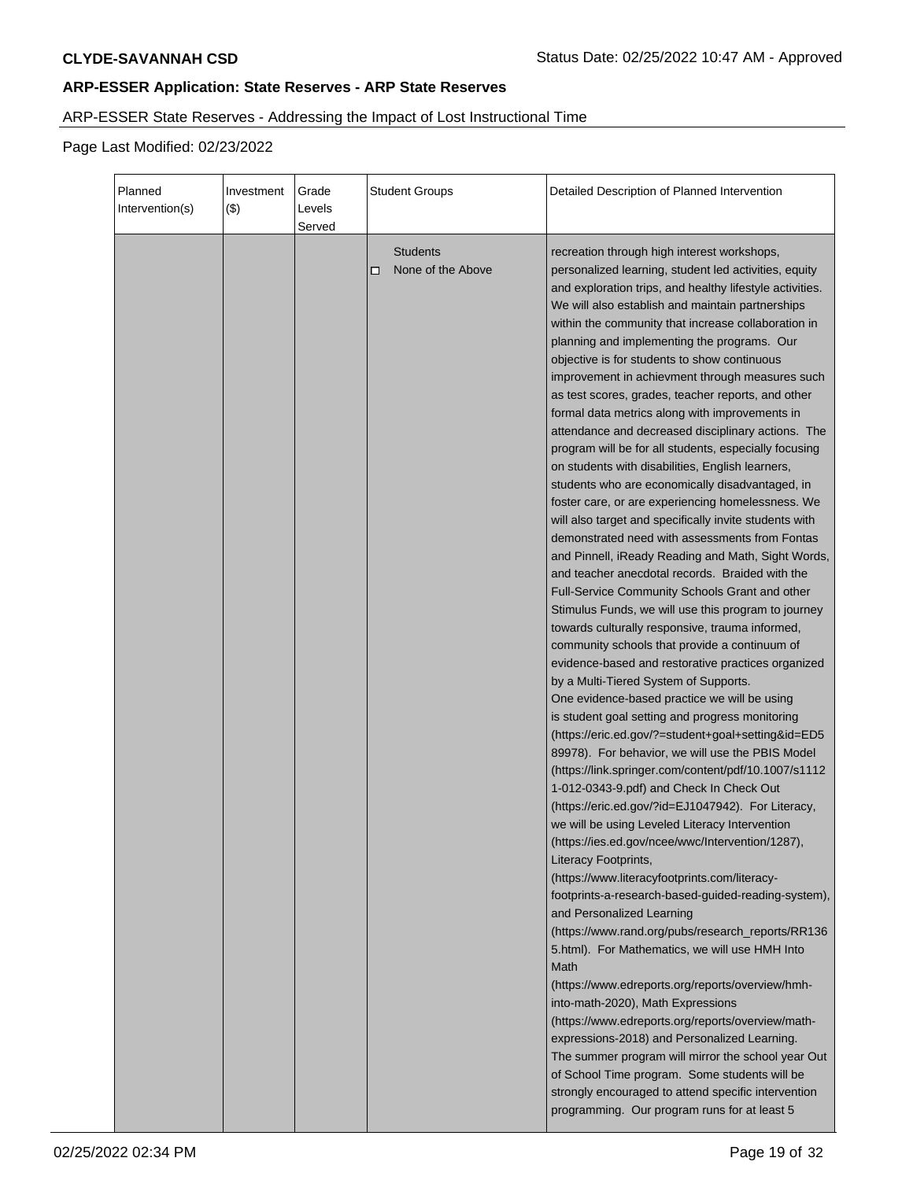## ARP-ESSER Application: State Reserves - ARP State Reserves

ARP-ESSER State Reserves - Addressing the Impact of Lost Instructional Time

Page Last Modified: 02/23/2022

| Planned Intervention(s) | Investment ($) | Grade Levels Served | Student Groups | Detailed Description of Planned Intervention |
|---|---|---|---|---|
| | | | Students<br>☐ None of the Above | recreation through high interest workshops, personalized learning, student led activities, equity and exploration trips, and healthy lifestyle activities. We will also establish and maintain partnerships within the community that increase collaboration in planning and implementing the programs. Our objective is for students to show continuous improvement in achievment through measures such as test scores, grades, teacher reports, and other formal data metrics along with improvements in attendance and decreased disciplinary actions. The program will be for all students, especially focusing on students with disabilities, English learners, students who are economically disadvantaged, in foster care, or are experiencing homelessness. We will also target and specifically invite students with demonstrated need with assessments from Fontas and Pinnell, iReady Reading and Math, Sight Words, and teacher anecdotal records. Braided with the Full-Service Community Schools Grant and other Stimulus Funds, we will use this program to journey towards culturally responsive, trauma informed, community schools that provide a continuum of evidence-based and restorative practices organized by a Multi-Tiered System of Supports.<br>One evidence-based practice we will be using is student goal setting and progress monitoring (https://eric.ed.gov/?=student+goal+setting&id=ED589978). For behavior, we will use the PBIS Model (https://link.springer.com/content/pdf/10.1007/s11121-012-0343-9.pdf) and Check In Check Out (https://eric.ed.gov/?id=EJ1047942). For Literacy, we will be using Leveled Literacy Intervention (https://ies.ed.gov/ncee/wwc/Intervention/1287), Literacy Footprints, (https://www.literacyfootprints.com/literacy-footprints-a-research-based-guided-reading-system), and Personalized Learning (https://www.rand.org/pubs/research_reports/RR1365.html). For Mathematics, we will use HMH Into Math (https://www.edreports.org/reports/overview/hmh-into-math-2020), Math Expressions (https://www.edreports.org/reports/overview/math-expressions-2018) and Personalized Learning.<br>The summer program will mirror the school year Out of School Time program. Some students will be strongly encouraged to attend specific intervention programming. Our program runs for at least 5 |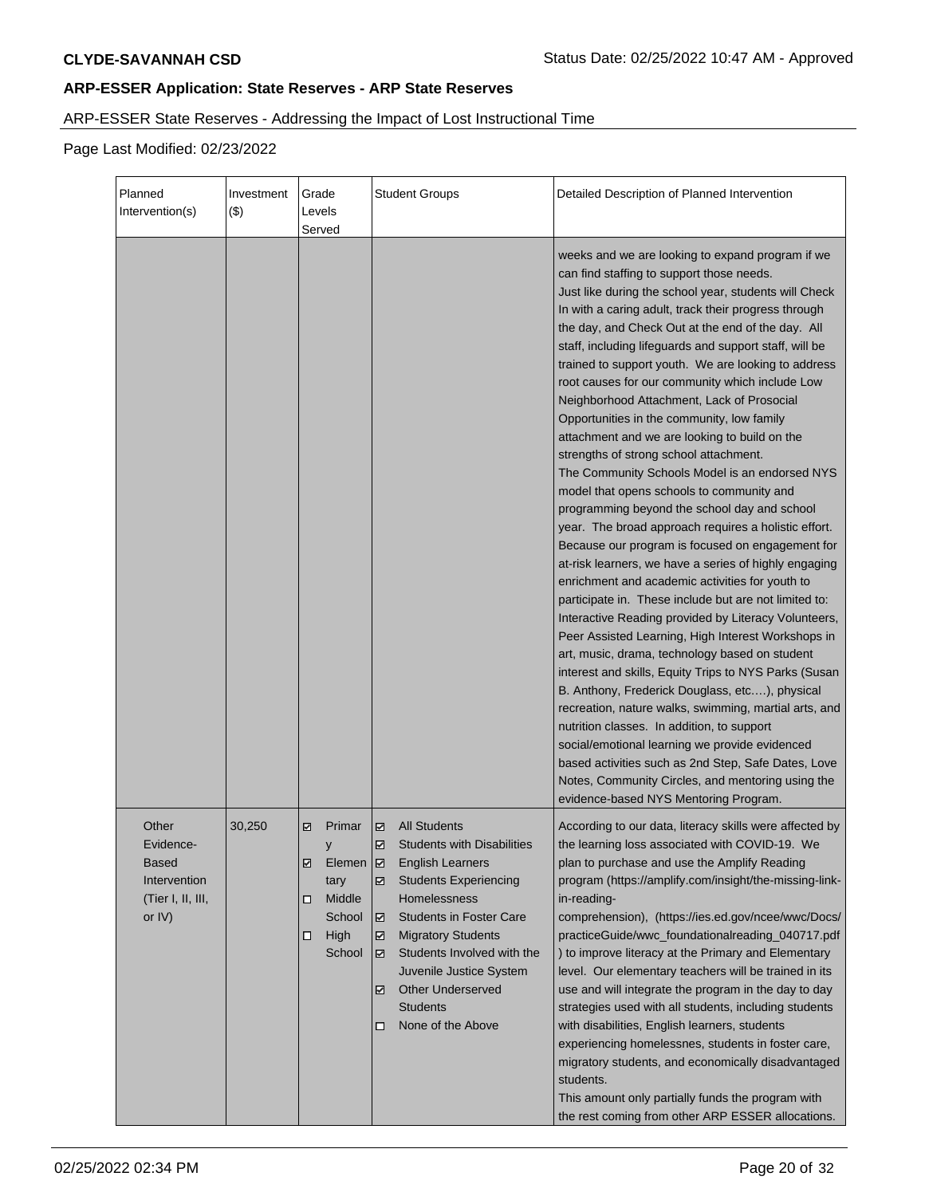**CLYDE-SAVANNAH CSD**

Status Date: 02/25/2022 10:47 AM - Approved

## ARP-ESSER Application: State Reserves - ARP State Reserves

ARP-ESSER State Reserves - Addressing the Impact of Lost Instructional Time

Page Last Modified: 02/23/2022

| Planned Intervention(s) | Investment ($) | Grade Levels Served | Student Groups | Detailed Description of Planned Intervention |
|---|---|---|---|---|
| | | | | weeks and we are looking to expand program if we can find staffing to support those needs.<br>Just like during the school year, students will Check In with a caring adult, track their progress through the day, and Check Out at the end of the day. All staff, including lifeguards and support staff, will be trained to support youth. We are looking to address root causes for our community which include Low Neighborhood Attachment, Lack of Prosocial Opportunities in the community, low family attachment and we are looking to build on the strengths of strong school attachment.<br>The Community Schools Model is an endorsed NYS model that opens schools to community and programming beyond the school day and school year. The broad approach requires a holistic effort. Because our program is focused on engagement for at-risk learners, we have a series of highly engaging enrichment and academic activities for youth to participate in. These include but are not limited to: Interactive Reading provided by Literacy Volunteers, Peer Assisted Learning, High Interest Workshops in art, music, drama, technology based on student interest and skills, Equity Trips to NYS Parks (Susan B. Anthony, Frederick Douglass, etc….), physical recreation, nature walks, swimming, martial arts, and nutrition classes. In addition, to support social/emotional learning we provide evidenced based activities such as 2nd Step, Safe Dates, Love Notes, Community Circles, and mentoring using the evidence-based NYS Mentoring Program. |
| Other Evidence-Based Intervention (Tier I, II, III, or IV) | 30,250 | ☑ Primary<br>☑ Elementary<br>☐ Middle School<br>☐ High School | ☑ All Students<br>☑ Students with Disabilities<br>☑ English Learners<br>☑ Students Experiencing Homelessness<br>☑ Students in Foster Care<br>☑ Migratory Students<br>☑ Students Involved with the Juvenile Justice System<br>☑ Other Underserved Students<br>☐ None of the Above | According to our data, literacy skills were affected by the learning loss associated with COVID-19. We plan to purchase and use the Amplify Reading program (https://amplify.com/insight/the-missing-link-in-reading-comprehension), (https://ies.ed.gov/ncee/wwc/Docs/practiceGuide/wwc_foundationalreading_040717.pdf) to improve literacy at the Primary and Elementary level. Our elementary teachers will be trained in its use and will integrate the program in the day to day strategies used with all students, including students with disabilities, English learners, students experiencing homelessnes, students in foster care, migratory students, and economically disadvantaged students.<br>This amount only partially funds the program with the rest coming from other ARP ESSER allocations. |

02/25/2022 02:34 PM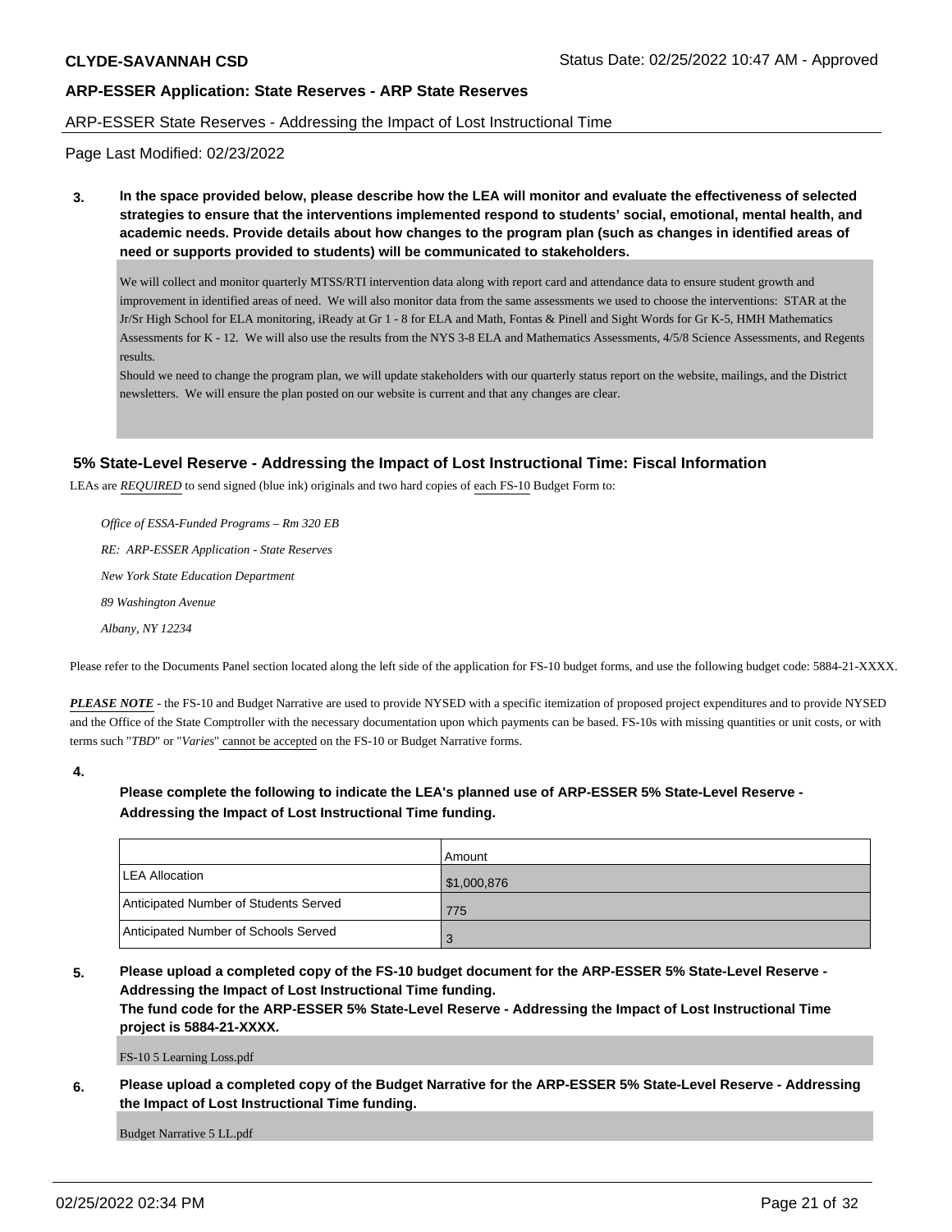## ARP-ESSER Application: State Reserves - ARP State Reserves

ARP-ESSER State Reserves - Addressing the Impact of Lost Instructional Time

Page Last Modified: 02/23/2022

**3. In the space provided below, please describe how the LEA will monitor and evaluate the effectiveness of selected strategies to ensure that the interventions implemented respond to students' social, emotional, mental health, and academic needs. Provide details about how changes to the program plan (such as changes in identified areas of need or supports provided to students) will be communicated to stakeholders.**

We will collect and monitor quarterly MTSS/RTI intervention data along with report card and attendance data to ensure student growth and improvement in identified areas of need. We will also monitor data from the same assessments we used to choose the interventions: STAR at the Jr/Sr High School for ELA monitoring, iReady at Gr 1 - 8 for ELA and Math, Fontas & Pinell and Sight Words for Gr K-5, HMH Mathematics Assessments for K - 12. We will also use the results from the NYS 3-8 ELA and Mathematics Assessments, 4/5/8 Science Assessments, and Regents results.

Should we need to change the program plan, we will update stakeholders with our quarterly status report on the website, mailings, and the District newsletters. We will ensure the plan posted on our website is current and that any changes are clear.

### 5% State-Level Reserve - Addressing the Impact of Lost Instructional Time: Fiscal Information

LEAs are ***REQUIRED*** to send signed (blue ink) originals and two hard copies of each FS-10 Budget Form to:

*Office of ESSA-Funded Programs – Rm 320 EB*

*RE: ARP-ESSER Application - State Reserves*

*New York State Education Department*

*89 Washington Avenue*

*Albany, NY 12234*

Please refer to the Documents Panel section located along the left side of the application for FS-10 budget forms, and use the following budget code: 5884-21-XXXX.

***PLEASE NOTE*** - the FS-10 and Budget Narrative are used to provide NYSED with a specific itemization of proposed project expenditures and to provide NYSED and the Office of the State Comptroller with the necessary documentation upon which payments can be based. FS-10s with missing quantities or unit costs, or with terms such "*TBD*" or "*Varies*" cannot be accepted on the FS-10 or Budget Narrative forms.

**4.**

**Please complete the following to indicate the LEA's planned use of ARP-ESSER 5% State-Level Reserve - Addressing the Impact of Lost Instructional Time funding.**

| | Amount |
|---|---|
| LEA Allocation | $1,000,876 |
| Anticipated Number of Students Served | 775 |
| Anticipated Number of Schools Served | 3 |

**5. Please upload a completed copy of the FS-10 budget document for the ARP-ESSER 5% State-Level Reserve - Addressing the Impact of Lost Instructional Time funding.**
**The fund code for the ARP-ESSER 5% State-Level Reserve - Addressing the Impact of Lost Instructional Time project is 5884-21-XXXX.**

FS-10 5 Learning Loss.pdf

**6. Please upload a completed copy of the Budget Narrative for the ARP-ESSER 5% State-Level Reserve - Addressing the Impact of Lost Instructional Time funding.**

Budget Narrative 5 LL.pdf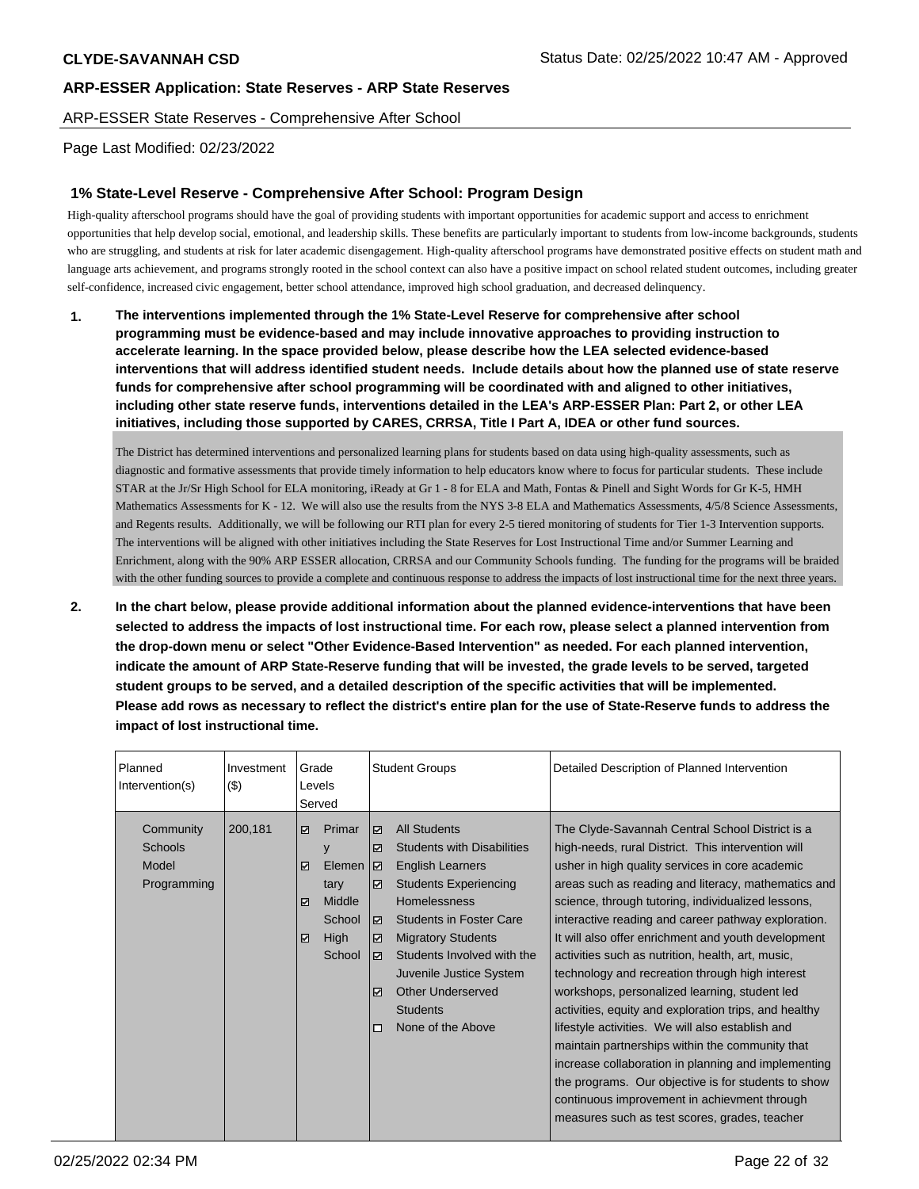## ARP-ESSER Application: State Reserves - ARP State Reserves

ARP-ESSER State Reserves - Comprehensive After School

Page Last Modified: 02/23/2022

### 1% State-Level Reserve - Comprehensive After School: Program Design

High-quality afterschool programs should have the goal of providing students with important opportunities for academic support and access to enrichment opportunities that help develop social, emotional, and leadership skills. These benefits are particularly important to students from low-income backgrounds, students who are struggling, and students at risk for later academic disengagement. High-quality afterschool programs have demonstrated positive effects on student math and language arts achievement, and programs strongly rooted in the school context can also have a positive impact on school related student outcomes, including greater self-confidence, increased civic engagement, better school attendance, improved high school graduation, and decreased delinquency.

**1. The interventions implemented through the 1% State-Level Reserve for comprehensive after school programming must be evidence-based and may include innovative approaches to providing instruction to accelerate learning. In the space provided below, please describe how the LEA selected evidence-based interventions that will address identified student needs. Include details about how the planned use of state reserve funds for comprehensive after school programming will be coordinated with and aligned to other initiatives, including other state reserve funds, interventions detailed in the LEA's ARP-ESSER Plan: Part 2, or other LEA initiatives, including those supported by CARES, CRRSA, Title I Part A, IDEA or other fund sources.**

The District has determined interventions and personalized learning plans for students based on data using high-quality assessments, such as diagnostic and formative assessments that provide timely information to help educators know where to focus for particular students. These include STAR at the Jr/Sr High School for ELA monitoring, iReady at Gr 1 - 8 for ELA and Math, Fontas & Pinell and Sight Words for Gr K-5, HMH Mathematics Assessments for K - 12. We will also use the results from the NYS 3-8 ELA and Mathematics Assessments, 4/5/8 Science Assessments, and Regents results. Additionally, we will be following our RTI plan for every 2-5 tiered monitoring of students for Tier 1-3 Intervention supports. The interventions will be aligned with other initiatives including the State Reserves for Lost Instructional Time and/or Summer Learning and Enrichment, along with the 90% ARP ESSER allocation, CRRSA and our Community Schools funding. The funding for the programs will be braided with the other funding sources to provide a complete and continuous response to address the impacts of lost instructional time for the next three years.

**2. In the chart below, please provide additional information about the planned evidence-interventions that have been selected to address the impacts of lost instructional time. For each row, please select a planned intervention from the drop-down menu or select "Other Evidence-Based Intervention" as needed. For each planned intervention, indicate the amount of ARP State-Reserve funding that will be invested, the grade levels to be served, targeted student groups to be served, and a detailed description of the specific activities that will be implemented. Please add rows as necessary to reflect the district's entire plan for the use of State-Reserve funds to address the impact of lost instructional time.**

| Planned Intervention(s) | Investment ($) | Grade Levels Served | Student Groups | Detailed Description of Planned Intervention |
|---|---|---|---|---|
| Community Schools Model Programming | 200,181 | ☑ Primary<br>☑ Elementary<br>☑ Middle School<br>☑ High School | ☑ All Students<br>☑ Students with Disabilities<br>☑ English Learners<br>☑ Students Experiencing Homelessness<br>☑ Students in Foster Care<br>☑ Migratory Students<br>☑ Students Involved with the Juvenile Justice System<br>☑ Other Underserved Students<br>☐ None of the Above | The Clyde-Savannah Central School District is a high-needs, rural District. This intervention will usher in high quality services in core academic areas such as reading and literacy, mathematics and science, through tutoring, individualized lessons, interactive reading and career pathway exploration. It will also offer enrichment and youth development activities such as nutrition, health, art, music, technology and recreation through high interest workshops, personalized learning, student led activities, equity and exploration trips, and healthy lifestyle activities. We will also establish and maintain partnerships within the community that increase collaboration in planning and implementing the programs. Our objective is for students to show continuous improvement in achievment through measures such as test scores, grades, teacher |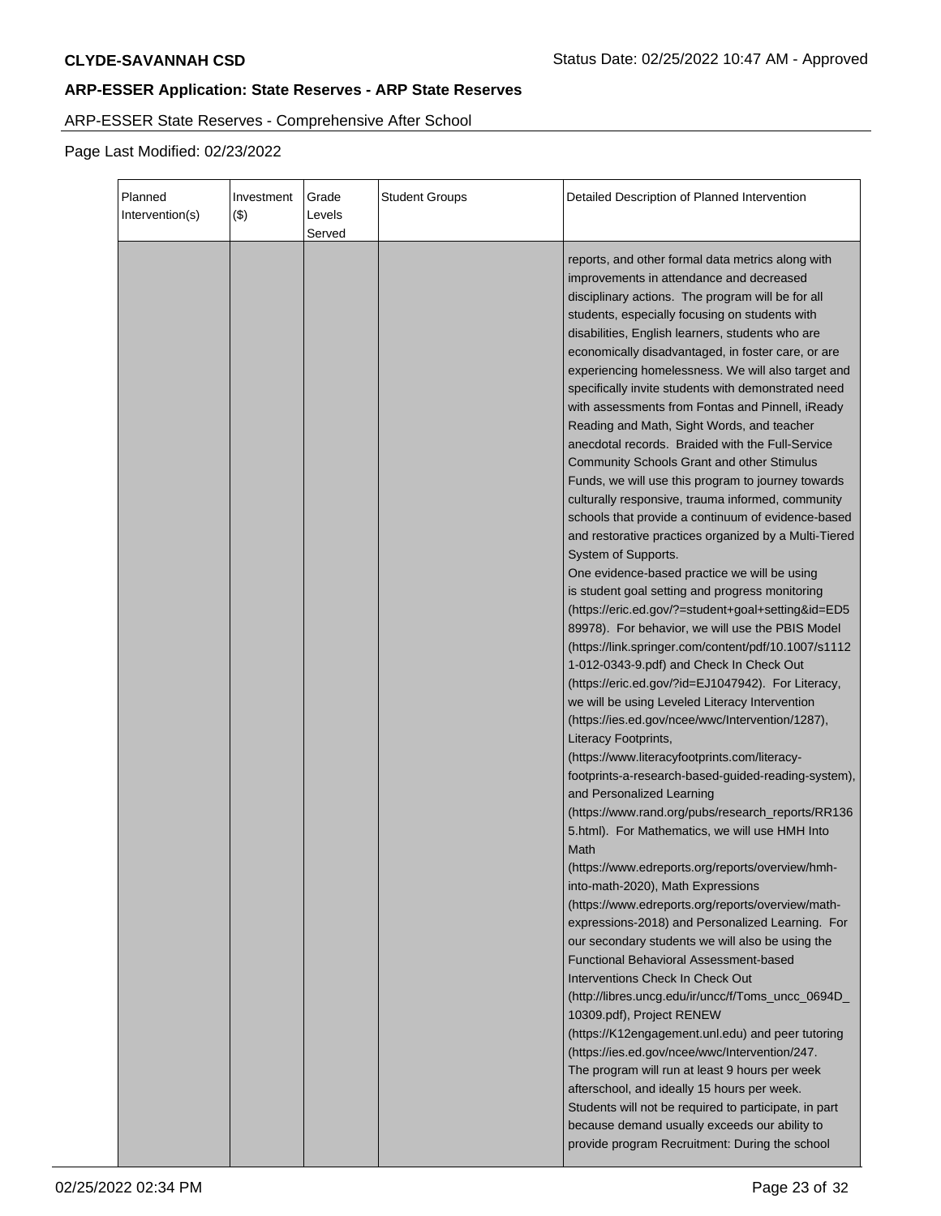**CLYDE-SAVANNAH CSD**

Status Date: 02/25/2022 10:47 AM - Approved

**ARP-ESSER Application: State Reserves - ARP State Reserves**

ARP-ESSER State Reserves - Comprehensive After School

Page Last Modified: 02/23/2022

| Planned Intervention(s) | Investment ($) | Grade Levels Served | Student Groups | Detailed Description of Planned Intervention |
|---|---|---|---|---|
| | | | | reports, and other formal data metrics along with improvements in attendance and decreased disciplinary actions. The program will be for all students, especially focusing on students with disabilities, English learners, students who are economically disadvantaged, in foster care, or are experiencing homelessness. We will also target and specifically invite students with demonstrated need with assessments from Fontas and Pinnell, iReady Reading and Math, Sight Words, and teacher anecdotal records. Braided with the Full-Service Community Schools Grant and other Stimulus Funds, we will use this program to journey towards culturally responsive, trauma informed, community schools that provide a continuum of evidence-based and restorative practices organized by a Multi-Tiered System of Supports.<br>One evidence-based practice we will be using is student goal setting and progress monitoring (https://eric.ed.gov/?=student+goal+setting&id=ED589978). For behavior, we will use the PBIS Model (https://link.springer.com/content/pdf/10.1007/s11121-012-0343-9.pdf) and Check In Check Out (https://eric.ed.gov/?id=EJ1047942). For Literacy, we will be using Leveled Literacy Intervention (https://ies.ed.gov/ncee/wwc/Intervention/1287), Literacy Footprints, (https://www.literacyfootprints.com/literacy-footprints-a-research-based-guided-reading-system), and Personalized Learning (https://www.rand.org/pubs/research_reports/RR1365.html). For Mathematics, we will use HMH Into Math (https://www.edreports.org/reports/overview/hmh-into-math-2020), Math Expressions (https://www.edreports.org/reports/overview/math-expressions-2018) and Personalized Learning. For our secondary students we will also be using the Functional Behavioral Assessment-based Interventions Check In Check Out (http://libres.uncg.edu/ir/uncc/f/Toms_uncc_0694D_10309.pdf), Project RENEW (https://K12engagement.unl.edu) and peer tutoring (https://ies.ed.gov/ncee/wwc/Intervention/247.<br>The program will run at least 9 hours per week afterschool, and ideally 15 hours per week. Students will not be required to participate, in part because demand usually exceeds our ability to provide program Recruitment: During the school |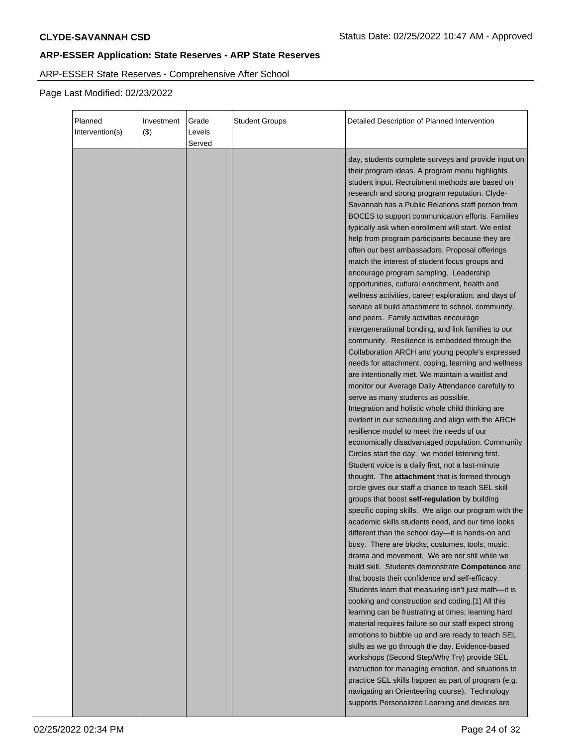**CLYDE-SAVANNAH CSD**

**ARP-ESSER Application: State Reserves - ARP State Reserves**

ARP-ESSER State Reserves - Comprehensive After School

Page Last Modified: 02/23/2022

| Planned Intervention(s) | Investment ($) | Grade Levels Served | Student Groups | Detailed Description of Planned Intervention |
|---|---|---|---|---|
| | | | | day, students complete surveys and provide input on their program ideas. A program menu highlights student input. Recruitment methods are based on research and strong program reputation. Clyde-Savannah has a Public Relations staff person from BOCES to support communication efforts. Families typically ask when enrollment will start. We enlist help from program participants because they are often our best ambassadors. Proposal offerings match the interest of student focus groups and encourage program sampling. Leadership opportunities, cultural enrichment, health and wellness activities, career exploration, and days of service all build attachment to school, community, and peers. Family activities encourage intergenerational bonding, and link families to our community. Resilience is embedded through the Collaboration ARCH and young people's expressed needs for attachment, coping, learning and wellness are intentionally met. We maintain a waitlist and monitor our Average Daily Attendance carefully to serve as many students as possible.<br>Integration and holistic whole child thinking are evident in our scheduling and align with the ARCH resilience model to meet the needs of our economically disadvantaged population. Community Circles start the day; we model listening first. Student voice is a daily first, not a last-minute thought. The **attachment** that is formed through circle gives our staff a chance to teach SEL skill groups that boost **self-regulation** by building specific coping skills. We align our program with the academic skills students need, and our time looks different than the school day—it is hands-on and busy. There are blocks, costumes, tools, music, drama and movement. We are not still while we build skill. Students demonstrate **Competence** and that boosts their confidence and self-efficacy. Students learn that measuring isn't just math—it is cooking and construction and coding.[1] All this learning can be frustrating at times; learning hard material requires failure so our staff expect strong emotions to bubble up and are ready to teach SEL skills as we go through the day. Evidence-based workshops (Second Step/Why Try) provide SEL instruction for managing emotion, and situations to practice SEL skills happen as part of program (e.g. navigating an Orienteering course). Technology supports Personalized Learning and devices are |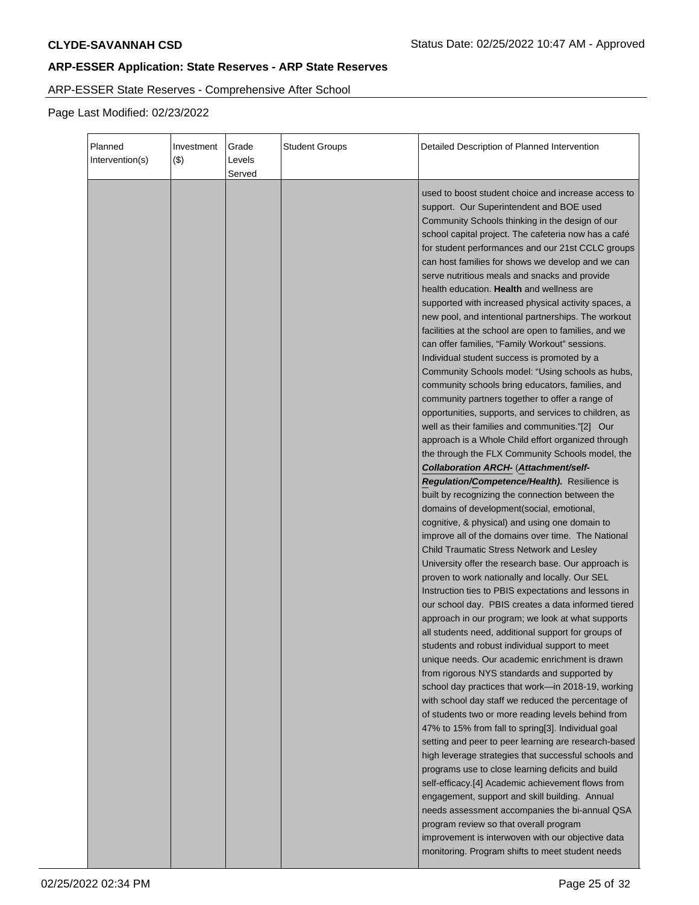## ARP-ESSER Application: State Reserves - ARP State Reserves

ARP-ESSER State Reserves - Comprehensive After School

Page Last Modified: 02/23/2022

| Planned Intervention(s) | Investment ($) | Grade Levels Served | Student Groups | Detailed Description of Planned Intervention |
|---|---|---|---|---|
| | | | | used to boost student choice and increase access to support. Our Superintendent and BOE used Community Schools thinking in the design of our school capital project. The cafeteria now has a café for student performances and our 21st CCLC groups can host families for shows we develop and we can serve nutritious meals and snacks and provide health education. **Health** and wellness are supported with increased physical activity spaces, a new pool, and intentional partnerships. The workout facilities at the school are open to families, and we can offer families, "Family Workout" sessions. Individual student success is promoted by a Community Schools model: "Using schools as hubs, community schools bring educators, families, and community partners together to offer a range of opportunities, supports, and services to children, as well as their families and communities."[2] Our approach is a Whole Child effort organized through the through the FLX Community Schools model, the ***Collaboration ARCH-*** (***Attachment/self-Regulation/Competence/Health).*** Resilience is built by recognizing the connection between the domains of development(social, emotional, cognitive, & physical) and using one domain to improve all of the domains over time. The National Child Traumatic Stress Network and Lesley University offer the research base. Our approach is proven to work nationally and locally. Our SEL Instruction ties to PBIS expectations and lessons in our school day. PBIS creates a data informed tiered approach in our program; we look at what supports all students need, additional support for groups of students and robust individual support to meet unique needs. Our academic enrichment is drawn from rigorous NYS standards and supported by school day practices that work—in 2018-19, working with school day staff we reduced the percentage of of students two or more reading levels behind from 47% to 15% from fall to spring[3]. Individual goal setting and peer to peer learning are research-based high leverage strategies that successful schools and programs use to close learning deficits and build self-efficacy.[4] Academic achievement flows from engagement, support and skill building. Annual needs assessment accompanies the bi-annual QSA program review so that overall program improvement is interwoven with our objective data monitoring. Program shifts to meet student needs |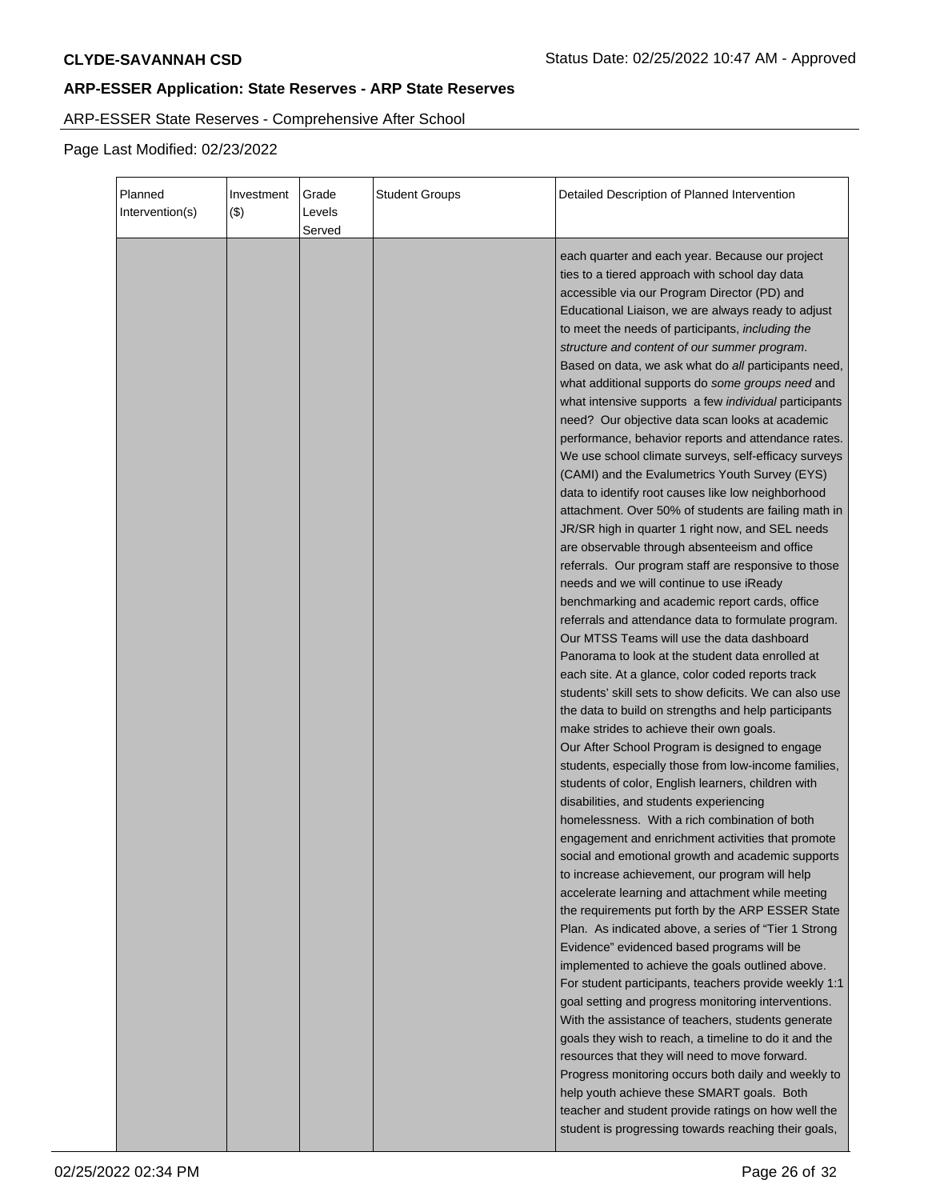**CLYDE-SAVANNAH CSD**

Status Date: 02/25/2022 10:47 AM - Approved

**ARP-ESSER Application: State Reserves - ARP State Reserves**

ARP-ESSER State Reserves - Comprehensive After School

Page Last Modified: 02/23/2022

| Planned Intervention(s) | Investment ($) | Grade Levels Served | Student Groups | Detailed Description of Planned Intervention |
|---|---|---|---|---|
| | | | | each quarter and each year. Because our project ties to a tiered approach with school day data accessible via our Program Director (PD) and Educational Liaison, we are always ready to adjust to meet the needs of participants, *including the structure and content of our summer program*. Based on data, we ask what do *all* participants need, what additional supports do *some groups need* and what intensive supports a few *individual* participants need? Our objective data scan looks at academic performance, behavior reports and attendance rates. We use school climate surveys, self-efficacy surveys (CAMI) and the Evalumetrics Youth Survey (EYS) data to identify root causes like low neighborhood attachment. Over 50% of students are failing math in JR/SR high in quarter 1 right now, and SEL needs are observable through absenteeism and office referrals. Our program staff are responsive to those needs and we will continue to use iReady benchmarking and academic report cards, office referrals and attendance data to formulate program. Our MTSS Teams will use the data dashboard Panorama to look at the student data enrolled at each site. At a glance, color coded reports track students' skill sets to show deficits. We can also use the data to build on strengths and help participants make strides to achieve their own goals.<br>Our After School Program is designed to engage students, especially those from low-income families, students of color, English learners, children with disabilities, and students experiencing homelessness. With a rich combination of both engagement and enrichment activities that promote social and emotional growth and academic supports to increase achievement, our program will help accelerate learning and attachment while meeting the requirements put forth by the ARP ESSER State Plan. As indicated above, a series of "Tier 1 Strong Evidence" evidenced based programs will be implemented to achieve the goals outlined above. For student participants, teachers provide weekly 1:1 goal setting and progress monitoring interventions. With the assistance of teachers, students generate goals they wish to reach, a timeline to do it and the resources that they will need to move forward. Progress monitoring occurs both daily and weekly to help youth achieve these SMART goals. Both teacher and student provide ratings on how well the student is progressing towards reaching their goals, |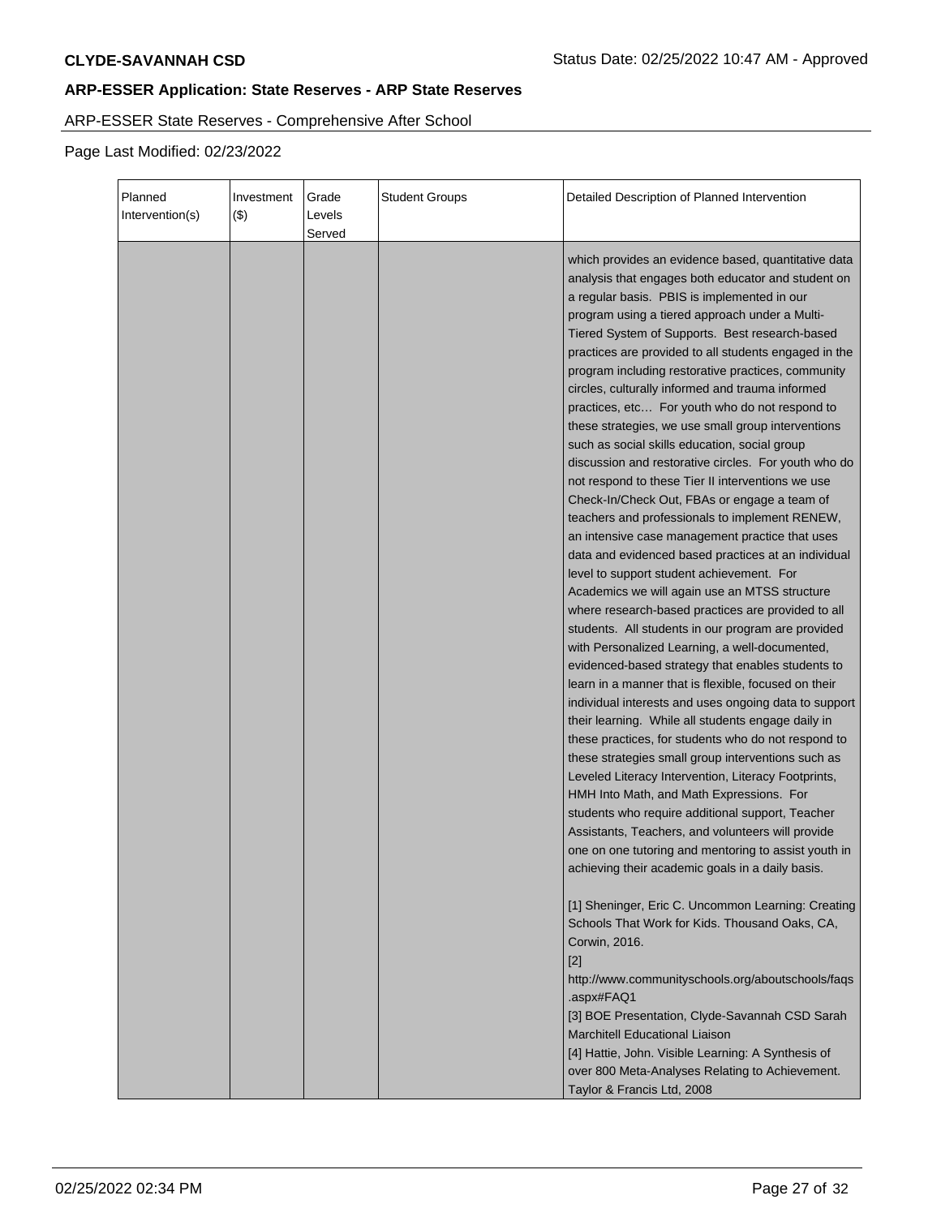**CLYDE-SAVANNAH CSD** Status Date: 02/25/2022 10:47 AM - Approved

## ARP-ESSER Application: State Reserves - ARP State Reserves

ARP-ESSER State Reserves - Comprehensive After School

Page Last Modified: 02/23/2022

| Planned Intervention(s) | Investment ($) | Grade Levels Served | Student Groups | Detailed Description of Planned Intervention |
|---|---|---|---|---|
| | | | | which provides an evidence based, quantitative data analysis that engages both educator and student on a regular basis. PBIS is implemented in our program using a tiered approach under a Multi-Tiered System of Supports. Best research-based practices are provided to all students engaged in the program including restorative practices, community circles, culturally informed and trauma informed practices, etc… For youth who do not respond to these strategies, we use small group interventions such as social skills education, social group discussion and restorative circles. For youth who do not respond to these Tier II interventions we use Check-In/Check Out, FBAs or engage a team of teachers and professionals to implement RENEW, an intensive case management practice that uses data and evidenced based practices at an individual level to support student achievement. For Academics we will again use an MTSS structure where research-based practices are provided to all students. All students in our program are provided with Personalized Learning, a well-documented, evidenced-based strategy that enables students to learn in a manner that is flexible, focused on their individual interests and uses ongoing data to support their learning. While all students engage daily in these practices, for students who do not respond to these strategies small group interventions such as Leveled Literacy Intervention, Literacy Footprints, HMH Into Math, and Math Expressions. For students who require additional support, Teacher Assistants, Teachers, and volunteers will provide one on one tutoring and mentoring to assist youth in achieving their academic goals in a daily basis.<br><br>[1] Sheninger, Eric C. Uncommon Learning: Creating Schools That Work for Kids. Thousand Oaks, CA, Corwin, 2016.<br>[2] http://www.communityschools.org/aboutschools/faqs.aspx#FAQ1<br>[3] BOE Presentation, Clyde-Savannah CSD Sarah Marchitell Educational Liaison<br>[4] Hattie, John. Visible Learning: A Synthesis of over 800 Meta-Analyses Relating to Achievement. Taylor & Francis Ltd, 2008 |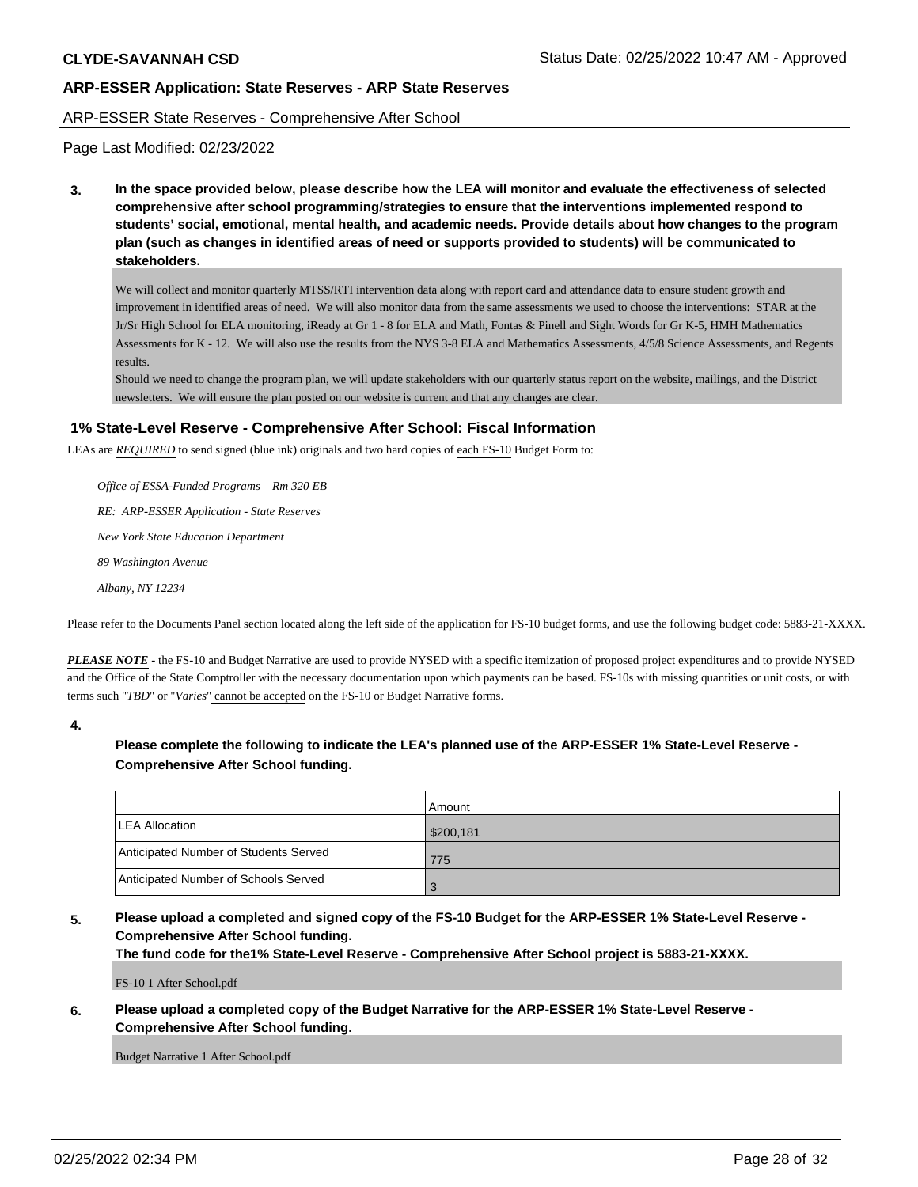CLYDE-SAVANNAH CSD

Status Date: 02/25/2022 10:47 AM - Approved

## ARP-ESSER Application: State Reserves - ARP State Reserves

ARP-ESSER State Reserves - Comprehensive After School

Page Last Modified: 02/23/2022

**3. In the space provided below, please describe how the LEA will monitor and evaluate the effectiveness of selected comprehensive after school programming/strategies to ensure that the interventions implemented respond to students' social, emotional, mental health, and academic needs. Provide details about how changes to the program plan (such as changes in identified areas of need or supports provided to students) will be communicated to stakeholders.**

We will collect and monitor quarterly MTSS/RTI intervention data along with report card and attendance data to ensure student growth and improvement in identified areas of need. We will also monitor data from the same assessments we used to choose the interventions: STAR at the Jr/Sr High School for ELA monitoring, iReady at Gr 1 - 8 for ELA and Math, Fontas & Pinell and Sight Words for Gr K-5, HMH Mathematics Assessments for K - 12. We will also use the results from the NYS 3-8 ELA and Mathematics Assessments, 4/5/8 Science Assessments, and Regents results.

Should we need to change the program plan, we will update stakeholders with our quarterly status report on the website, mailings, and the District newsletters. We will ensure the plan posted on our website is current and that any changes are clear.

### 1% State-Level Reserve - Comprehensive After School: Fiscal Information

LEAs are ***REQUIRED*** to send signed (blue ink) originals and two hard copies of each FS-10 Budget Form to:

*Office of ESSA-Funded Programs – Rm 320 EB*

*RE: ARP-ESSER Application - State Reserves*

*New York State Education Department*

*89 Washington Avenue*

*Albany, NY 12234*

Please refer to the Documents Panel section located along the left side of the application for FS-10 budget forms, and use the following budget code: 5883-21-XXXX.

***PLEASE NOTE*** - the FS-10 and Budget Narrative are used to provide NYSED with a specific itemization of proposed project expenditures and to provide NYSED and the Office of the State Comptroller with the necessary documentation upon which payments can be based. FS-10s with missing quantities or unit costs, or with terms such "*TBD*" or "*Varies*" cannot be accepted on the FS-10 or Budget Narrative forms.

**4. Please complete the following to indicate the LEA's planned use of the ARP-ESSER 1% State-Level Reserve - Comprehensive After School funding.**

| | Amount |
|---|---|
| LEA Allocation | $200,181 |
| Anticipated Number of Students Served | 775 |
| Anticipated Number of Schools Served | 3 |

**5. Please upload a completed and signed copy of the FS-10 Budget for the ARP-ESSER 1% State-Level Reserve - Comprehensive After School funding.**
**The fund code for the1% State-Level Reserve - Comprehensive After School project is 5883-21-XXXX.**

FS-10 1 After School.pdf

**6. Please upload a completed copy of the Budget Narrative for the ARP-ESSER 1% State-Level Reserve - Comprehensive After School funding.**

Budget Narrative 1 After School.pdf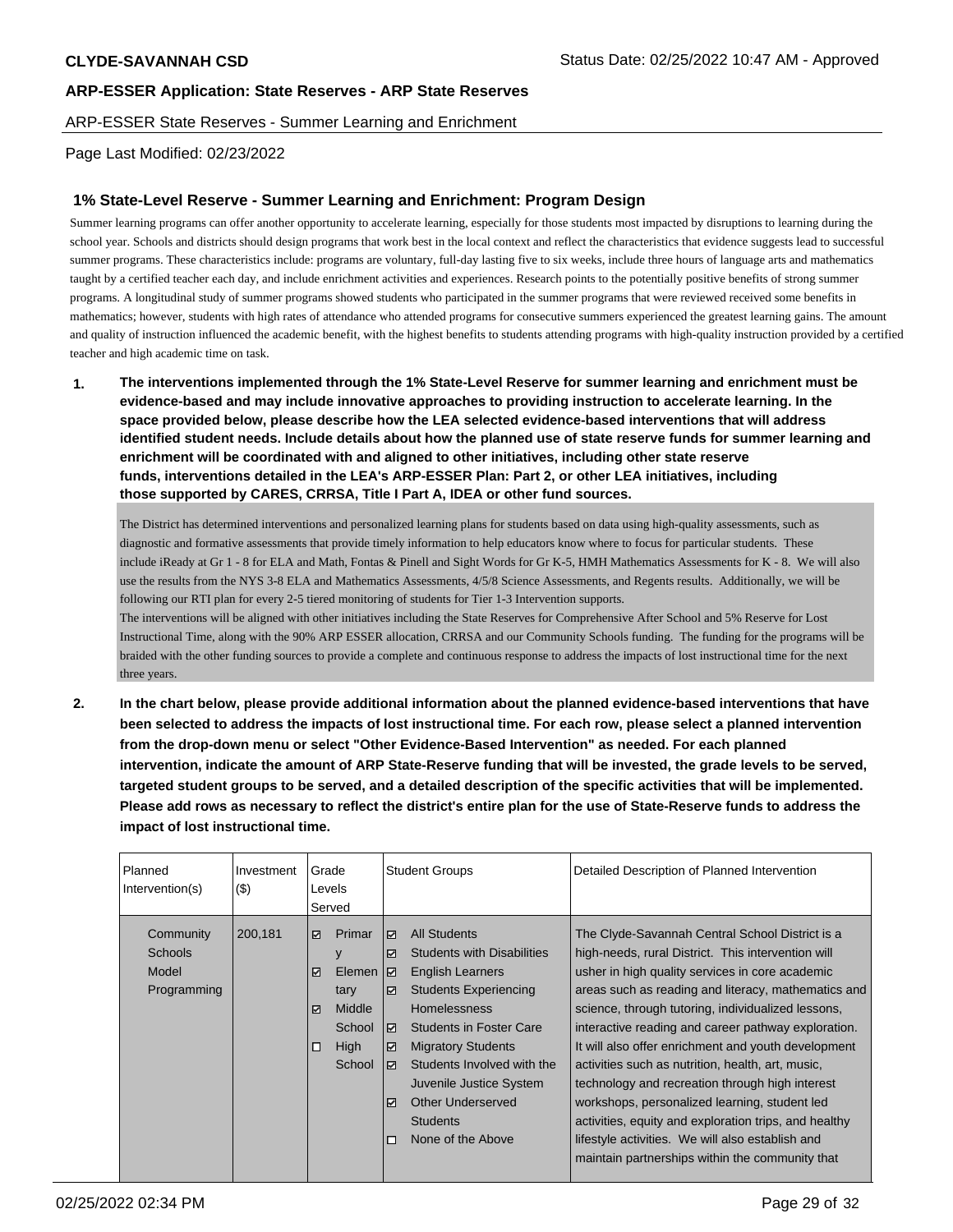**CLYDE-SAVANNAH CSD** Status Date: 02/25/2022 10:47 AM - Approved

**ARP-ESSER Application: State Reserves - ARP State Reserves**

ARP-ESSER State Reserves - Summer Learning and Enrichment

Page Last Modified: 02/23/2022

## 1% State-Level Reserve - Summer Learning and Enrichment: Program Design

Summer learning programs can offer another opportunity to accelerate learning, especially for those students most impacted by disruptions to learning during the school year. Schools and districts should design programs that work best in the local context and reflect the characteristics that evidence suggests lead to successful summer programs. These characteristics include: programs are voluntary, full-day lasting five to six weeks, include three hours of language arts and mathematics taught by a certified teacher each day, and include enrichment activities and experiences. Research points to the potentially positive benefits of strong summer programs. A longitudinal study of summer programs showed students who participated in the summer programs that were reviewed received some benefits in mathematics; however, students with high rates of attendance who attended programs for consecutive summers experienced the greatest learning gains. The amount and quality of instruction influenced the academic benefit, with the highest benefits to students attending programs with high-quality instruction provided by a certified teacher and high academic time on task.

1. **The interventions implemented through the 1% State-Level Reserve for summer learning and enrichment must be evidence-based and may include innovative approaches to providing instruction to accelerate learning. In the space provided below, please describe how the LEA selected evidence-based interventions that will address identified student needs. Include details about how the planned use of state reserve funds for summer learning and enrichment will be coordinated with and aligned to other initiatives, including other state reserve funds, interventions detailed in the LEA's ARP-ESSER Plan: Part 2, or other LEA initiatives, including those supported by CARES, CRRSA, Title I Part A, IDEA or other fund sources.**

The District has determined interventions and personalized learning plans for students based on data using high-quality assessments, such as diagnostic and formative assessments that provide timely information to help educators know where to focus for particular students. These include iReady at Gr 1 - 8 for ELA and Math, Fontas & Pinell and Sight Words for Gr K-5, HMH Mathematics Assessments for K - 8. We will also use the results from the NYS 3-8 ELA and Mathematics Assessments, 4/5/8 Science Assessments, and Regents results. Additionally, we will be following our RTI plan for every 2-5 tiered monitoring of students for Tier 1-3 Intervention supports.
The interventions will be aligned with other initiatives including the State Reserves for Comprehensive After School and 5% Reserve for Lost Instructional Time, along with the 90% ARP ESSER allocation, CRRSA and our Community Schools funding. The funding for the programs will be braided with the other funding sources to provide a complete and continuous response to address the impacts of lost instructional time for the next three years.

2. **In the chart below, please provide additional information about the planned evidence-based interventions that have been selected to address the impacts of lost instructional time. For each row, please select a planned intervention from the drop-down menu or select "Other Evidence-Based Intervention" as needed. For each planned intervention, indicate the amount of ARP State-Reserve funding that will be invested, the grade levels to be served, targeted student groups to be served, and a detailed description of the specific activities that will be implemented. Please add rows as necessary to reflect the district's entire plan for the use of State-Reserve funds to address the impact of lost instructional time.**

| Planned Intervention(s) | Investment ($) | Grade Levels Served | Student Groups | Detailed Description of Planned Intervention |
|---|---|---|---|---|
| Community Schools Model Programming | 200,181 | ☑ Primary<br>☑ Elementary<br>☑ Middle School<br>☐ High School | ☑ All Students<br>☑ Students with Disabilities<br>☑ English Learners<br>☑ Students Experiencing Homelessness<br>☑ Students in Foster Care<br>☑ Migratory Students<br>☑ Students Involved with the Juvenile Justice System<br>☑ Other Underserved Students<br>☐ None of the Above | The Clyde-Savannah Central School District is a high-needs, rural District. This intervention will usher in high quality services in core academic areas such as reading and literacy, mathematics and science, through tutoring, individualized lessons, interactive reading and career pathway exploration. It will also offer enrichment and youth development activities such as nutrition, health, art, music, technology and recreation through high interest workshops, personalized learning, student led activities, equity and exploration trips, and healthy lifestyle activities. We will also establish and maintain partnerships within the community that |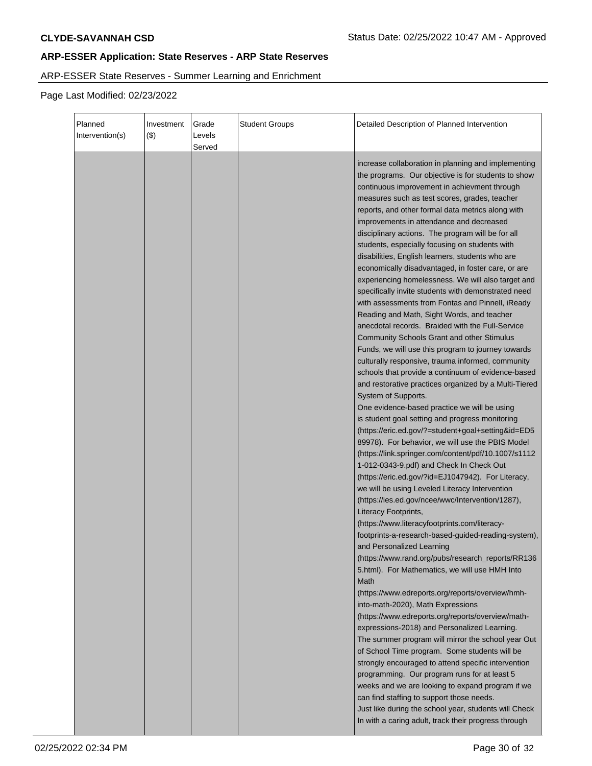## ARP-ESSER Application: State Reserves - ARP State Reserves

ARP-ESSER State Reserves - Summer Learning and Enrichment

Page Last Modified: 02/23/2022

| Planned Intervention(s) | Investment ($) | Grade Levels Served | Student Groups | Detailed Description of Planned Intervention |
|---|---|---|---|---|
| | | | | increase collaboration in planning and implementing the programs. Our objective is for students to show continuous improvement in achievment through measures such as test scores, grades, teacher reports, and other formal data metrics along with improvements in attendance and decreased disciplinary actions. The program will be for all students, especially focusing on students with disabilities, English learners, students who are economically disadvantaged, in foster care, or are experiencing homelessness. We will also target and specifically invite students with demonstrated need with assessments from Fontas and Pinnell, iReady Reading and Math, Sight Words, and teacher anecdotal records. Braided with the Full-Service Community Schools Grant and other Stimulus Funds, we will use this program to journey towards culturally responsive, trauma informed, community schools that provide a continuum of evidence-based and restorative practices organized by a Multi-Tiered System of Supports.<br>One evidence-based practice we will be using is student goal setting and progress monitoring (https://eric.ed.gov/?=student+goal+setting&id=ED589978). For behavior, we will use the PBIS Model (https://link.springer.com/content/pdf/10.1007/s11121-012-0343-9.pdf) and Check In Check Out (https://eric.ed.gov/?id=EJ1047942). For Literacy, we will be using Leveled Literacy Intervention (https://ies.ed.gov/ncee/wwc/Intervention/1287), Literacy Footprints, (https://www.literacyfootprints.com/literacy-footprints-a-research-based-guided-reading-system), and Personalized Learning (https://www.rand.org/pubs/research_reports/RR1365.html). For Mathematics, we will use HMH Into Math (https://www.edreports.org/reports/overview/hmh-into-math-2020), Math Expressions (https://www.edreports.org/reports/overview/math-expressions-2018) and Personalized Learning.<br>The summer program will mirror the school year Out of School Time program. Some students will be strongly encouraged to attend specific intervention programming. Our program runs for at least 5 weeks and we are looking to expand program if we can find staffing to support those needs.<br>Just like during the school year, students will Check In with a caring adult, track their progress through |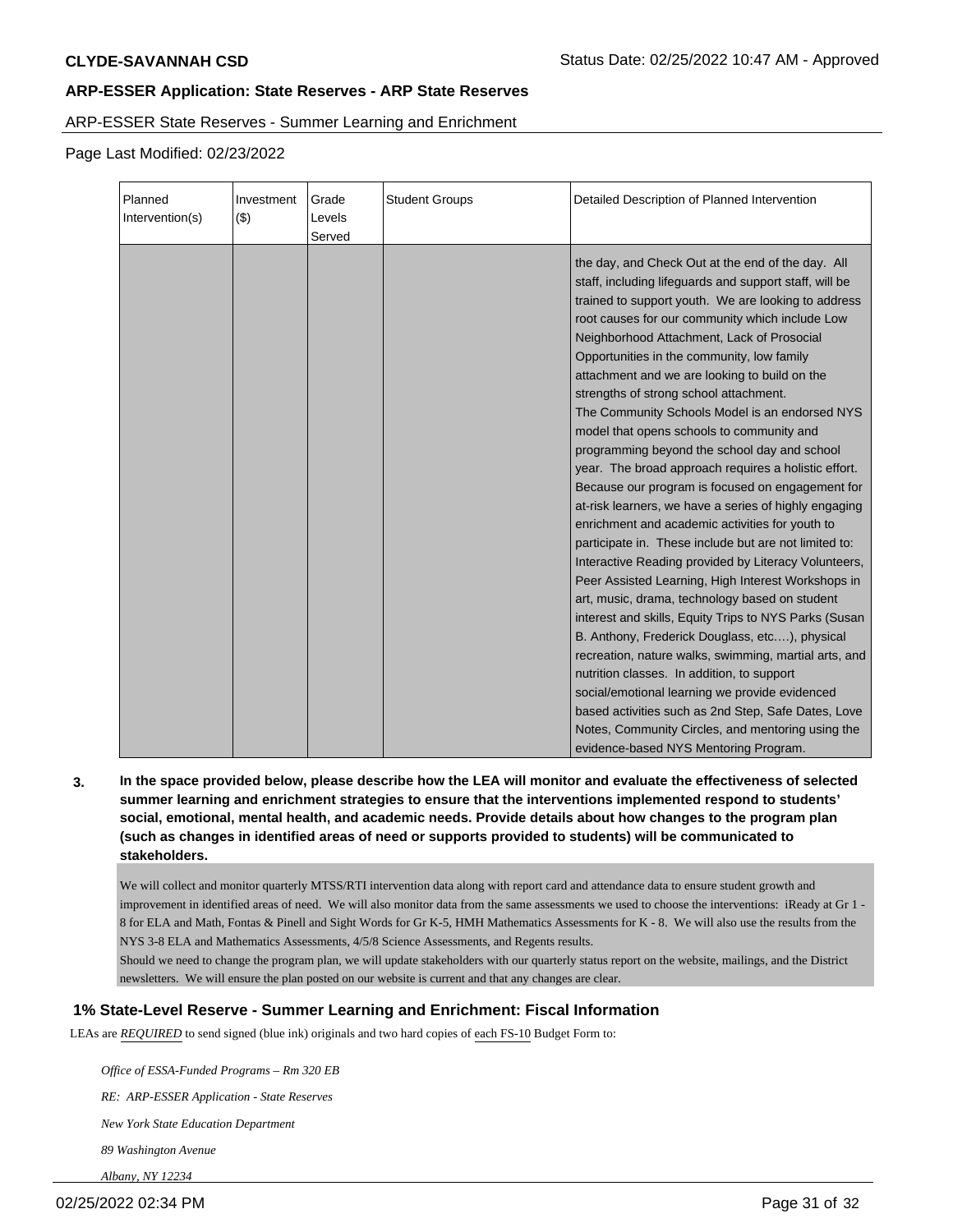ARP-ESSER State Reserves - Summer Learning and Enrichment

Page Last Modified: 02/23/2022

| Planned Intervention(s) | Investment ($) | Grade Levels Served | Student Groups | Detailed Description of Planned Intervention |
|---|---|---|---|---|
| | | | | the day, and Check Out at the end of the day. All staff, including lifeguards and support staff, will be trained to support youth. We are looking to address root causes for our community which include Low Neighborhood Attachment, Lack of Prosocial Opportunities in the community, low family attachment and we are looking to build on the strengths of strong school attachment.<br>The Community Schools Model is an endorsed NYS model that opens schools to community and programming beyond the school day and school year. The broad approach requires a holistic effort. Because our program is focused on engagement for at-risk learners, we have a series of highly engaging enrichment and academic activities for youth to participate in. These include but are not limited to: Interactive Reading provided by Literacy Volunteers, Peer Assisted Learning, High Interest Workshops in art, music, drama, technology based on student interest and skills, Equity Trips to NYS Parks (Susan B. Anthony, Frederick Douglass, etc….), physical recreation, nature walks, swimming, martial arts, and nutrition classes. In addition, to support social/emotional learning we provide evidenced based activities such as 2nd Step, Safe Dates, Love Notes, Community Circles, and mentoring using the evidence-based NYS Mentoring Program. |

**3. In the space provided below, please describe how the LEA will monitor and evaluate the effectiveness of selected summer learning and enrichment strategies to ensure that the interventions implemented respond to students' social, emotional, mental health, and academic needs. Provide details about how changes to the program plan (such as changes in identified areas of need or supports provided to students) will be communicated to stakeholders.**

We will collect and monitor quarterly MTSS/RTI intervention data along with report card and attendance data to ensure student growth and improvement in identified areas of need. We will also monitor data from the same assessments we used to choose the interventions: iReady at Gr 1 - 8 for ELA and Math, Fontas & Pinell and Sight Words for Gr K-5, HMH Mathematics Assessments for K - 8. We will also use the results from the NYS 3-8 ELA and Mathematics Assessments, 4/5/8 Science Assessments, and Regents results.
Should we need to change the program plan, we will update stakeholders with our quarterly status report on the website, mailings, and the District newsletters. We will ensure the plan posted on our website is current and that any changes are clear.

## 1% State-Level Reserve - Summer Learning and Enrichment: Fiscal Information

LEAs are *REQUIRED* to send signed (blue ink) originals and two hard copies of each FS-10 Budget Form to:

*Office of ESSA-Funded Programs – Rm 320 EB*

*RE: ARP-ESSER Application - State Reserves*

*New York State Education Department*

*89 Washington Avenue*

*Albany, NY 12234*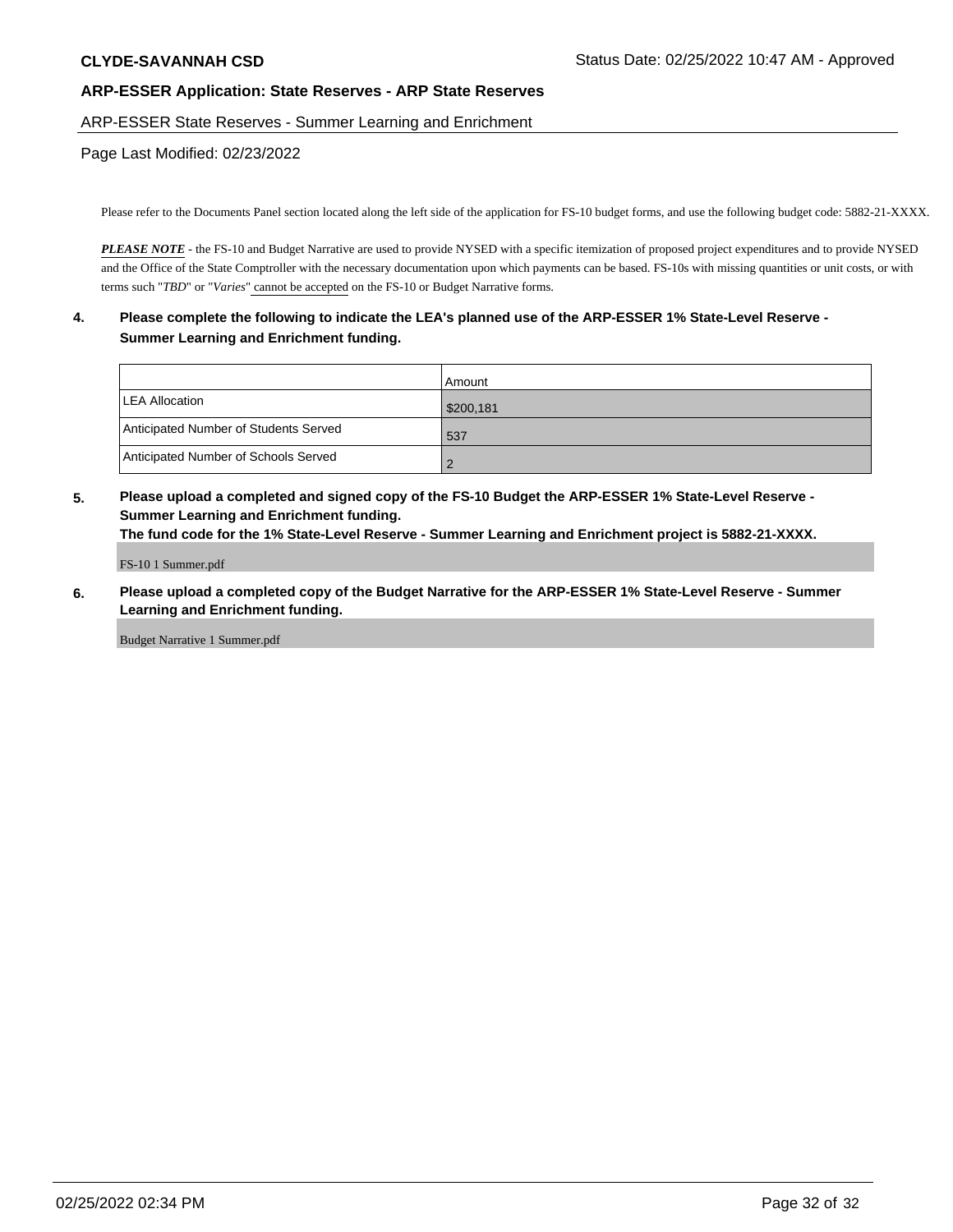**CLYDE-SAVANNAH CSD** Status Date: 02/25/2022 10:47 AM - Approved

## ARP-ESSER Application: State Reserves - ARP State Reserves

ARP-ESSER State Reserves - Summer Learning and Enrichment

Page Last Modified: 02/23/2022

Please refer to the Documents Panel section located along the left side of the application for FS-10 budget forms, and use the following budget code: 5882-21-XXXX.

***PLEASE NOTE*** - the FS-10 and Budget Narrative are used to provide NYSED with a specific itemization of proposed project expenditures and to provide NYSED and the Office of the State Comptroller with the necessary documentation upon which payments can be based. FS-10s with missing quantities or unit costs, or with terms such "*TBD*" or "*Varies*" cannot be accepted on the FS-10 or Budget Narrative forms.

**4. Please complete the following to indicate the LEA's planned use of the ARP-ESSER 1% State-Level Reserve - Summer Learning and Enrichment funding.**

| | Amount |
|---|---|
| LEA Allocation | $200,181 |
| Anticipated Number of Students Served | 537 |
| Anticipated Number of Schools Served | 2 |

**5. Please upload a completed and signed copy of the FS-10 Budget the ARP-ESSER 1% State-Level Reserve - Summer Learning and Enrichment funding.**
**The fund code for the 1% State-Level Reserve - Summer Learning and Enrichment project is 5882-21-XXXX.**

FS-10 1 Summer.pdf

**6. Please upload a completed copy of the Budget Narrative for the ARP-ESSER 1% State-Level Reserve - Summer Learning and Enrichment funding.**

Budget Narrative 1 Summer.pdf